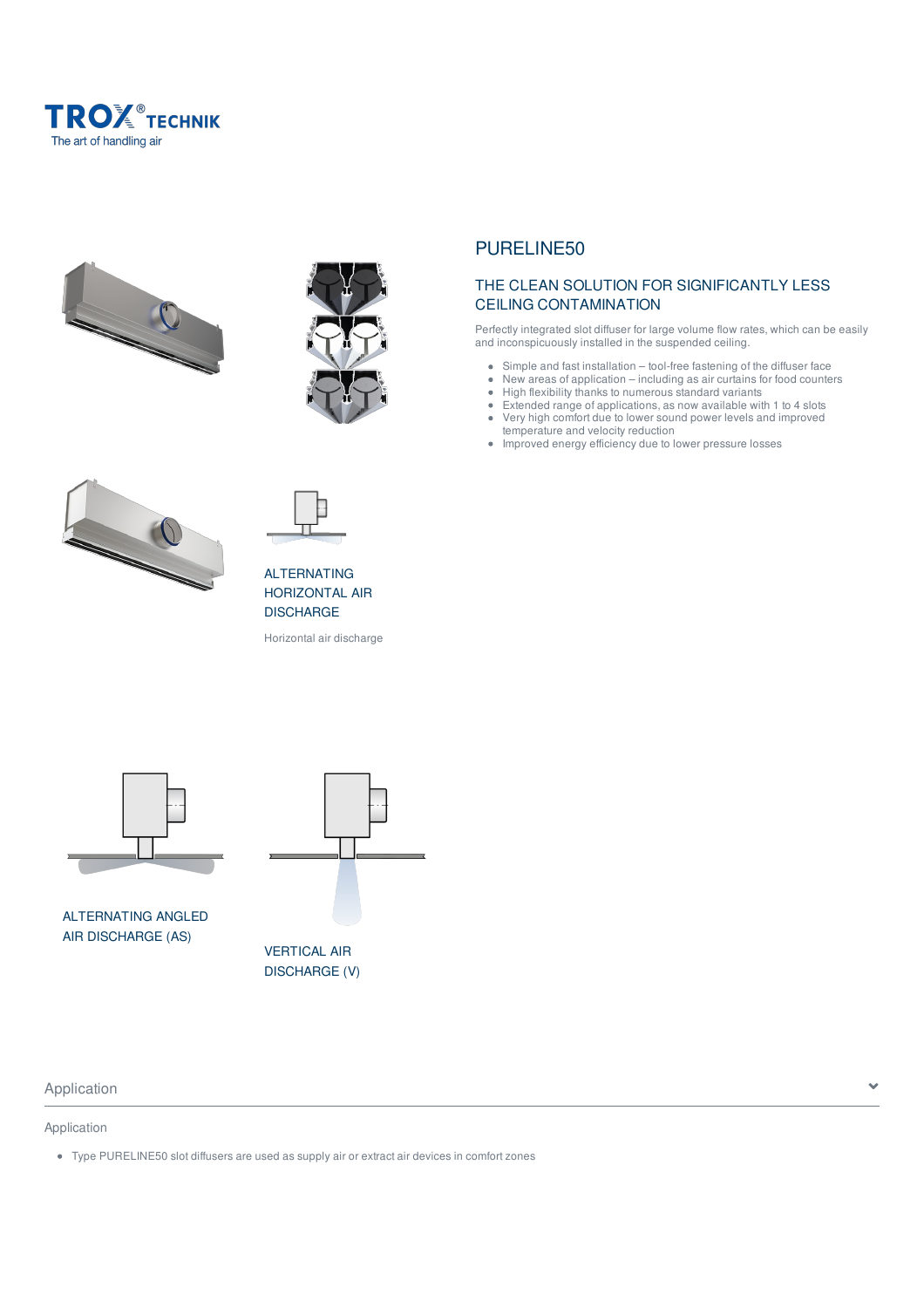TROX® TECHNIK
The art of handling air

# PURELINE50

## THE CLEAN SOLUTION FOR SIGNIFICANTLY LESS CEILING CONTAMINATION

Perfectly integrated slot diffuser for large volume flow rates, which can be easily and inconspicuously installed in the suspended ceiling.

- Simple and fast installation – tool-free fastening of the diffuser face
- New areas of application – including as air curtains for food counters
- High flexibility thanks to numerous standard variants
- Extended range of applications, as now available with 1 to 4 slots
- Very high comfort due to lower sound power levels and improved temperature and velocity reduction
- Improved energy efficiency due to lower pressure losses

ALTERNATING HORIZONTAL AIR DISCHARGE

Horizontal air discharge

ALTERNATING ANGLED AIR DISCHARGE (AS)

VERTICAL AIR DISCHARGE (V)

## Application

### Application

- Type PURELINE50 slot diffusers are used as supply air or extract air devices in comfort zones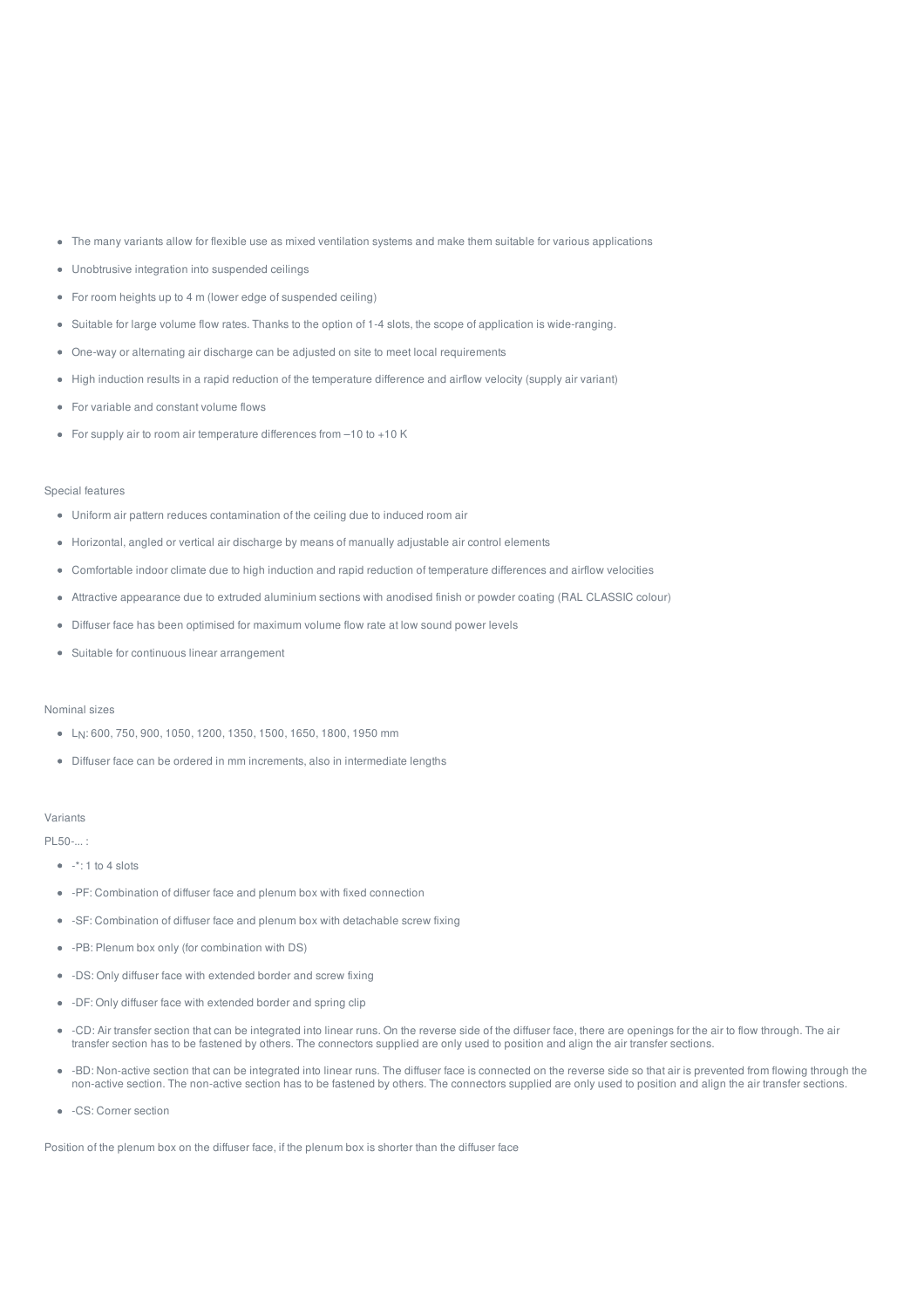- The many variants allow for flexible use as mixed ventilation systems and make them suitable for various applications
- Unobtrusive integration into suspended ceilings
- For room heights up to 4 m (lower edge of suspended ceiling)
- Suitable for large volume flow rates. Thanks to the option of 1-4 slots, the scope of application is wide-ranging.
- One-way or alternating air discharge can be adjusted on site to meet local requirements
- High induction results in a rapid reduction of the temperature difference and airflow velocity (supply air variant)
- For variable and constant volume flows
- For supply air to room air temperature differences from –10 to +10 K

Special features

- Uniform air pattern reduces contamination of the ceiling due to induced room air
- Horizontal, angled or vertical air discharge by means of manually adjustable air control elements
- Comfortable indoor climate due to high induction and rapid reduction of temperature differences and airflow velocities
- Attractive appearance due to extruded aluminium sections with anodised finish or powder coating (RAL CLASSIC colour)
- Diffuser face has been optimised for maximum volume flow rate at low sound power levels
- Suitable for continuous linear arrangement

Nominal sizes

- $L_N$: 600, 750, 900, 1050, 1200, 1350, 1500, 1650, 1800, 1950 mm
- Diffuser face can be ordered in mm increments, also in intermediate lengths

Variants

PL50-... :

- -*: 1 to 4 slots
- -PF: Combination of diffuser face and plenum box with fixed connection
- -SF: Combination of diffuser face and plenum box with detachable screw fixing
- -PB: Plenum box only (for combination with DS)
- -DS: Only diffuser face with extended border and screw fixing
- -DF: Only diffuser face with extended border and spring clip
- -CD: Air transfer section that can be integrated into linear runs. On the reverse side of the diffuser face, there are openings for the air to flow through. The air transfer section has to be fastened by others. The connectors supplied are only used to position and align the air transfer sections.
- -BD: Non-active section that can be integrated into linear runs. The diffuser face is connected on the reverse side so that air is prevented from flowing through the non-active section. The non-active section has to be fastened by others. The connectors supplied are only used to position and align the air transfer sections.
- -CS: Corner section

Position of the plenum box on the diffuser face, if the plenum box is shorter than the diffuser face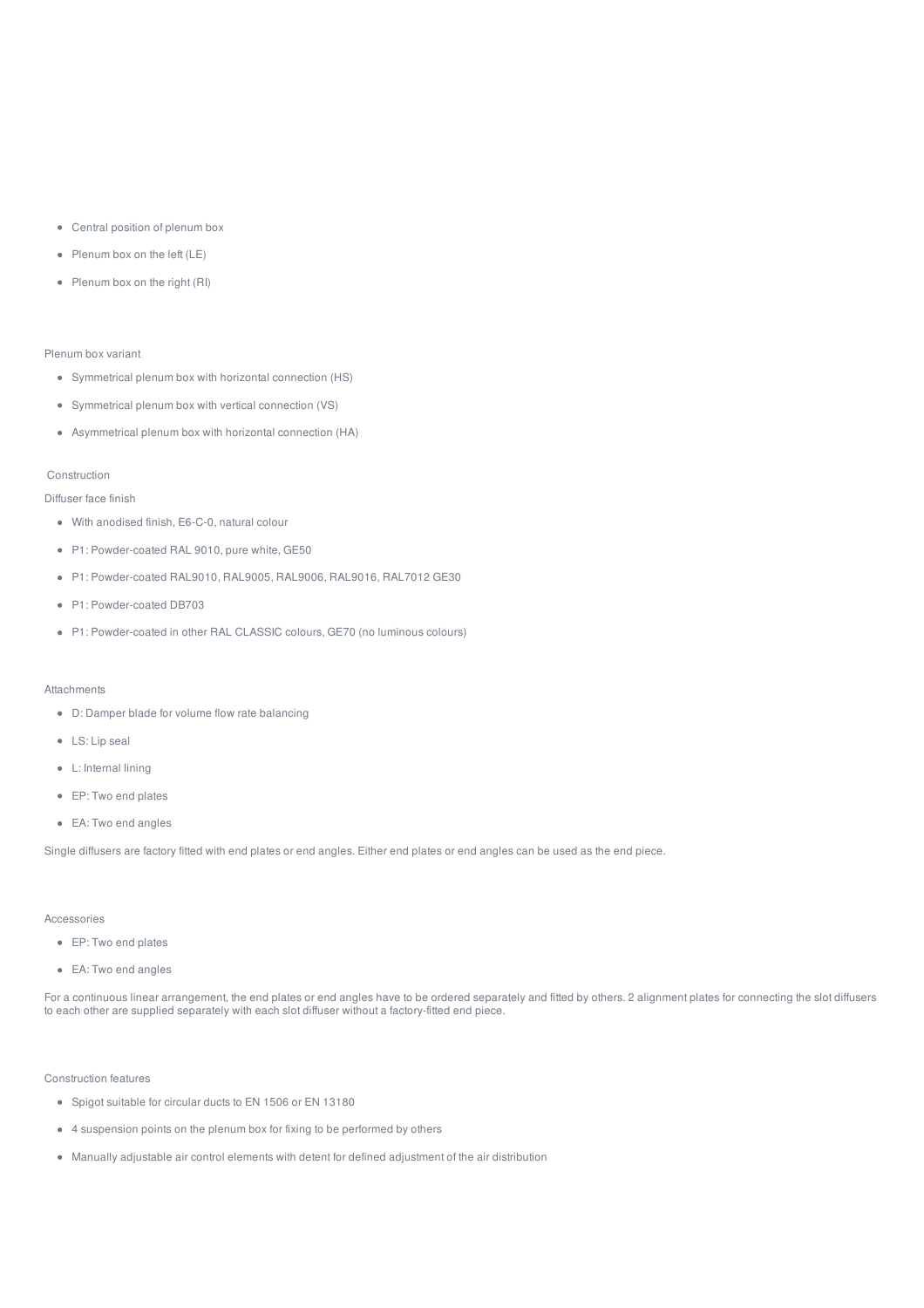- Central position of plenum box
- Plenum box on the left (LE)
- Plenum box on the right (RI)

Plenum box variant

- Symmetrical plenum box with horizontal connection (HS)
- Symmetrical plenum box with vertical connection (VS)
- Asymmetrical plenum box with horizontal connection (HA)

## Construction

Diffuser face finish

- With anodised finish, E6-C-0, natural colour
- P1: Powder-coated RAL 9010, pure white, GE50
- P1: Powder-coated RAL9010, RAL9005, RAL9006, RAL9016, RAL7012 GE30
- P1: Powder-coated DB703
- P1: Powder-coated in other RAL CLASSIC colours, GE70 (no luminous colours)

Attachments

- D: Damper blade for volume flow rate balancing
- LS: Lip seal
- L: Internal lining
- EP: Two end plates
- EA: Two end angles

Single diffusers are factory fitted with end plates or end angles. Either end plates or end angles can be used as the end piece.

Accessories

- EP: Two end plates
- EA: Two end angles

For a continuous linear arrangement, the end plates or end angles have to be ordered separately and fitted by others. 2 alignment plates for connecting the slot diffusers to each other are supplied separately with each slot diffuser without a factory-fitted end piece.

Construction features

- Spigot suitable for circular ducts to EN 1506 or EN 13180
- 4 suspension points on the plenum box for fixing to be performed by others
- Manually adjustable air control elements with detent for defined adjustment of the air distribution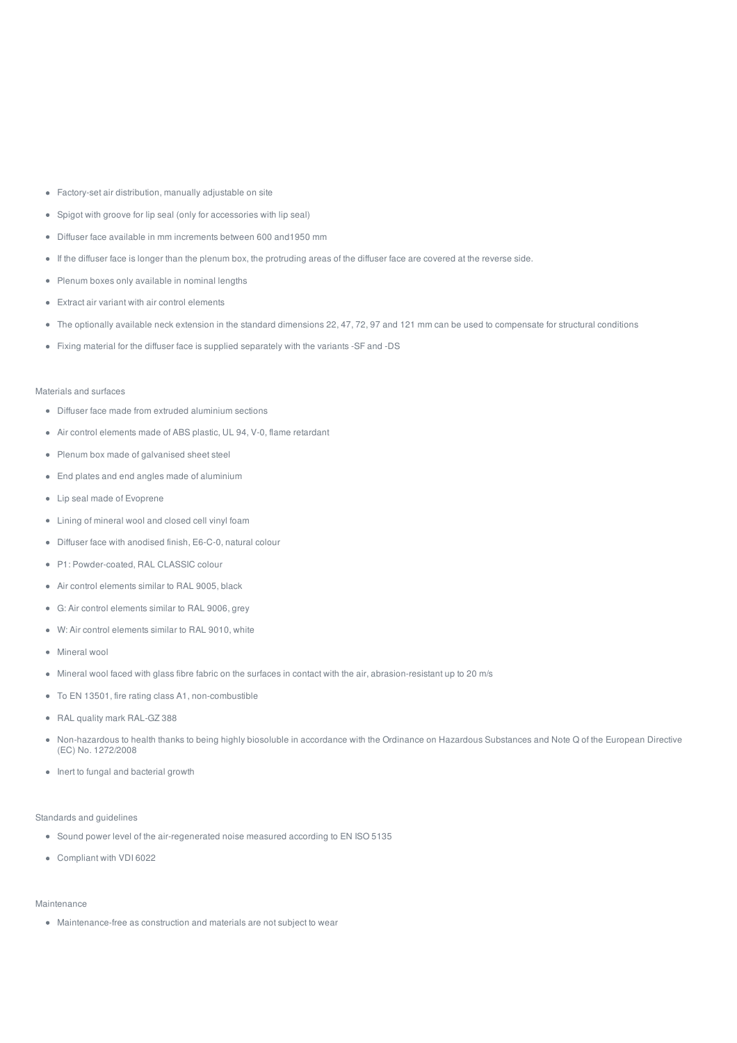- Factory-set air distribution, manually adjustable on site
- Spigot with groove for lip seal (only for accessories with lip seal)
- Diffuser face available in mm increments between 600 and1950 mm
- If the diffuser face is longer than the plenum box, the protruding areas of the diffuser face are covered at the reverse side.
- Plenum boxes only available in nominal lengths
- Extract air variant with air control elements
- The optionally available neck extension in the standard dimensions 22, 47, 72, 97 and 121 mm can be used to compensate for structural conditions
- Fixing material for the diffuser face is supplied separately with the variants -SF and -DS

Materials and surfaces

- Diffuser face made from extruded aluminium sections
- Air control elements made of ABS plastic, UL 94, V-0, flame retardant
- Plenum box made of galvanised sheet steel
- End plates and end angles made of aluminium
- Lip seal made of Evoprene
- Lining of mineral wool and closed cell vinyl foam
- Diffuser face with anodised finish, E6-C-0, natural colour
- P1: Powder-coated, RAL CLASSIC colour
- Air control elements similar to RAL 9005, black
- G: Air control elements similar to RAL 9006, grey
- W: Air control elements similar to RAL 9010, white
- Mineral wool
- Mineral wool faced with glass fibre fabric on the surfaces in contact with the air, abrasion-resistant up to 20 m/s
- To EN 13501, fire rating class A1, non-combustible
- RAL quality mark RAL-GZ 388
- Non-hazardous to health thanks to being highly biosoluble in accordance with the Ordinance on Hazardous Substances and Note Q of the European Directive (EC) No. 1272/2008
- Inert to fungal and bacterial growth

Standards and guidelines

- Sound power level of the air-regenerated noise measured according to EN ISO 5135
- Compliant with VDI 6022

Maintenance

- Maintenance-free as construction and materials are not subject to wear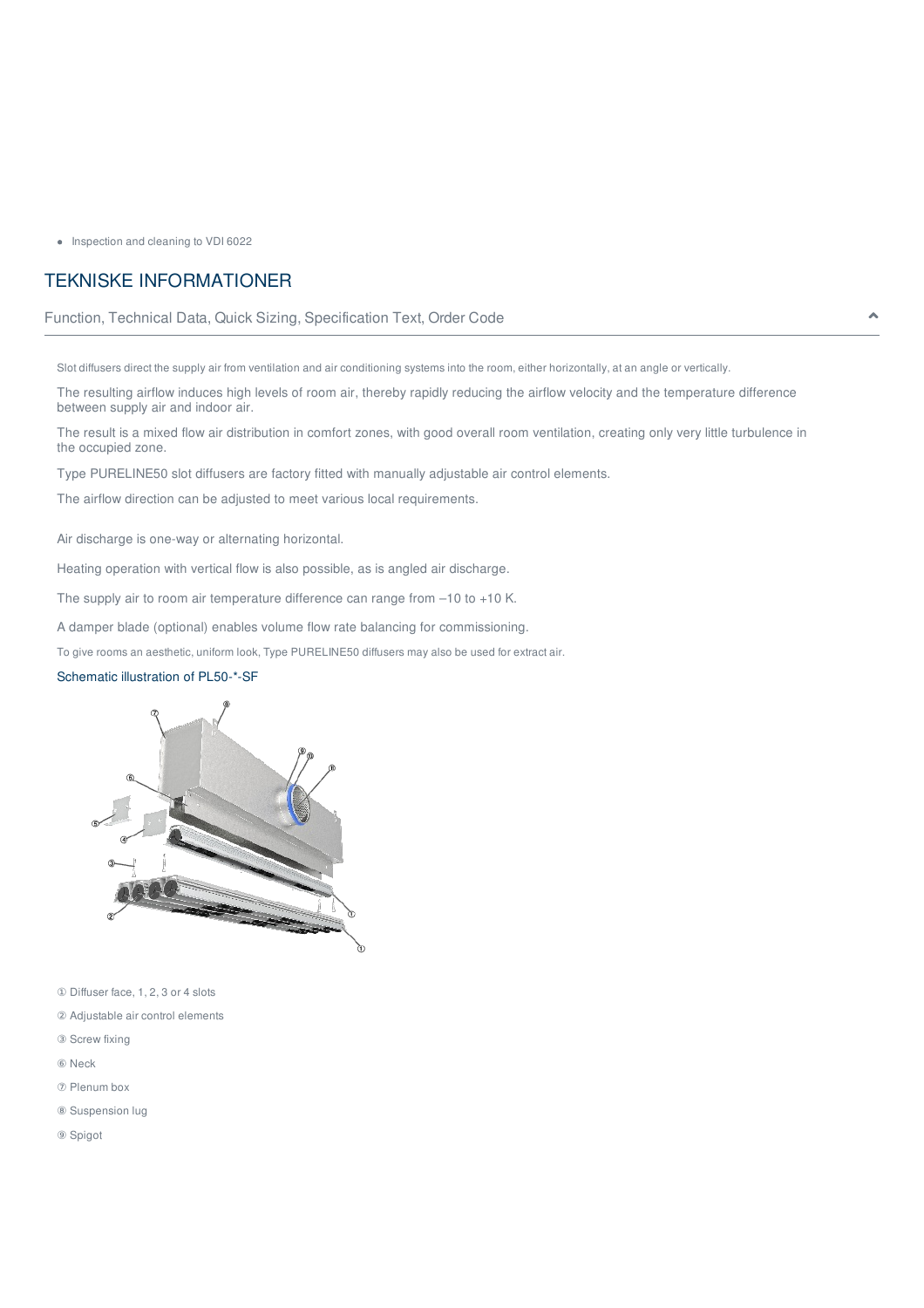- Inspection and cleaning to VDI 6022

## TEKNISKE INFORMATIONER

Function, Technical Data, Quick Sizing, Specification Text, Order Code

Slot diffusers direct the supply air from ventilation and air conditioning systems into the room, either horizontally, at an angle or vertically.

The resulting airflow induces high levels of room air, thereby rapidly reducing the airflow velocity and the temperature difference between supply air and indoor air.

The result is a mixed flow air distribution in comfort zones, with good overall room ventilation, creating only very little turbulence in the occupied zone.

Type PURELINE50 slot diffusers are factory fitted with manually adjustable air control elements.

The airflow direction can be adjusted to meet various local requirements.

Air discharge is one-way or alternating horizontal.

Heating operation with vertical flow is also possible, as is angled air discharge.

The supply air to room air temperature difference can range from –10 to +10 K.

A damper blade (optional) enables volume flow rate balancing for commissioning.

To give rooms an aesthetic, uniform look, Type PURELINE50 diffusers may also be used for extract air.

Schematic illustration of PL50-*-SF

① Diffuser face, 1, 2, 3 or 4 slots

② Adjustable air control elements

③ Screw fixing

⑥ Neck

⑦ Plenum box

⑧ Suspension lug

⑨ Spigot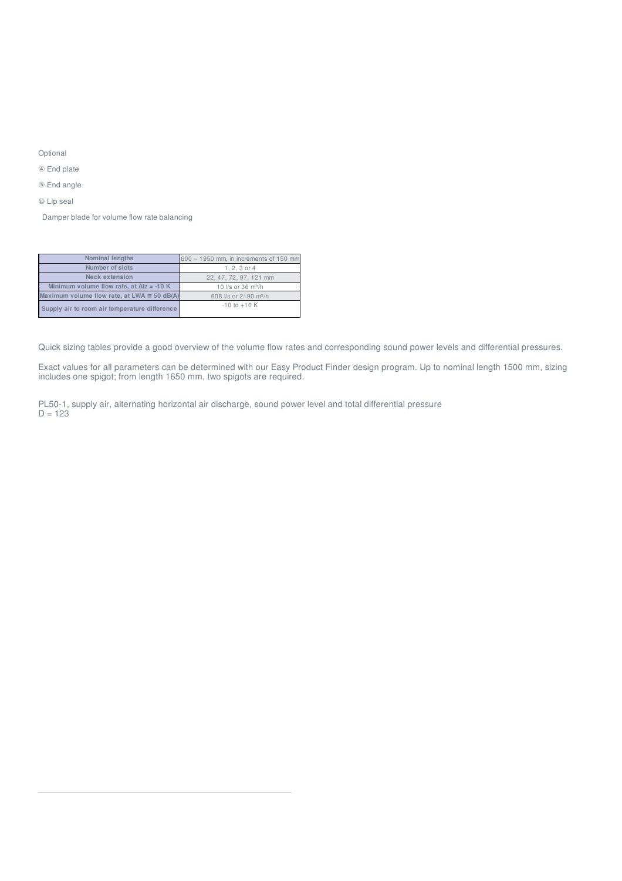Optional

④ End plate

⑤ End angle

⑩ Lip seal

Damper blade for volume flow rate balancing

| Nominal lengths | 600 – 1950 mm, in increments of 150 mm |
|---|---|
| Number of slots | 1, 2, 3 or 4 |
| Neck extension | 22, 47, 72, 97, 121 mm |
| Minimum volume flow rate, at $\Delta tz = -10$ K | 10 l/s or 36 m³/h |
| Maximum volume flow rate, at LWA ≅ 50 dB(A) | 608 l/s or 2190 m³/h |
| Supply air to room air temperature difference | -10 to +10 K |

Quick sizing tables provide a good overview of the volume flow rates and corresponding sound power levels and differential pressures.

Exact values for all parameters can be determined with our Easy Product Finder design program. Up to nominal length 1500 mm, sizing includes one spigot; from length 1650 mm, two spigots are required.

PL50-1, supply air, alternating horizontal air discharge, sound power level and total differential pressure
D = 123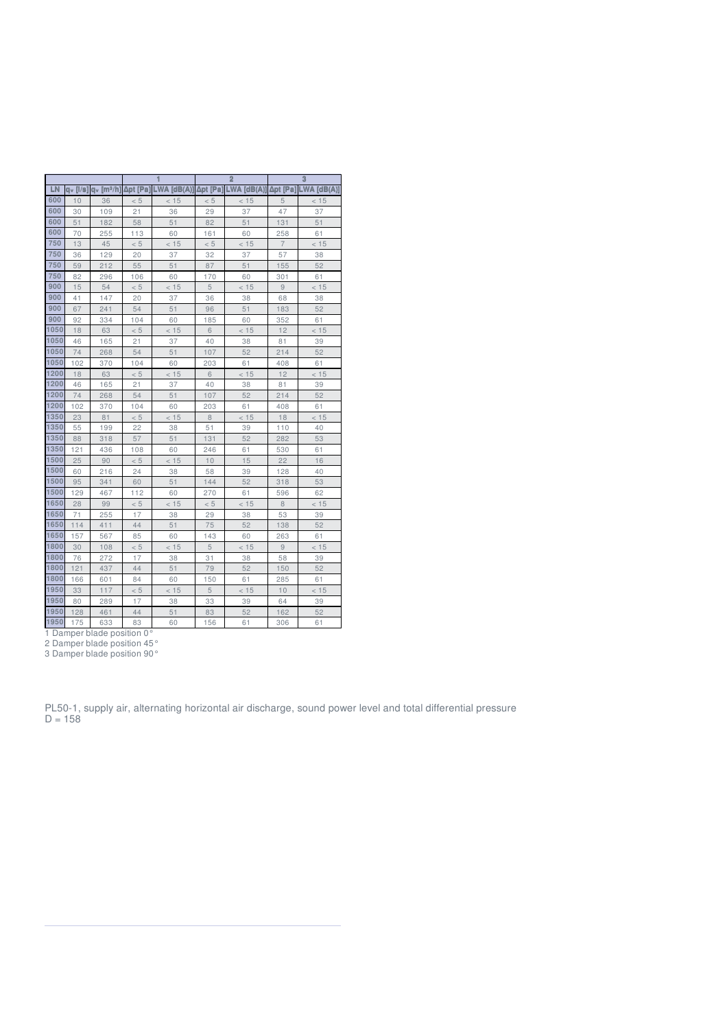| | | | 1 | | 2 | | 3 | |
|---|---|---|---|---|---|---|---|---|
| LN | qv [l/s] | qv [m³/h] | Δpt [Pa] | LWA [dB(A)] | Δpt [Pa] | LWA [dB(A)] | Δpt [Pa] | LWA [dB(A)] |
| 600 | 10 | 36 | < 5 | < 15 | < 5 | < 15 | 5 | < 15 |
| 600 | 30 | 109 | 21 | 36 | 29 | 37 | 47 | 37 |
| 600 | 51 | 182 | 58 | 51 | 82 | 51 | 131 | 51 |
| 600 | 70 | 255 | 113 | 60 | 161 | 60 | 258 | 61 |
| 750 | 13 | 45 | < 5 | < 15 | < 5 | < 15 | 7 | < 15 |
| 750 | 36 | 129 | 20 | 37 | 32 | 37 | 57 | 38 |
| 750 | 59 | 212 | 55 | 51 | 87 | 51 | 155 | 52 |
| 750 | 82 | 296 | 106 | 60 | 170 | 60 | 301 | 61 |
| 900 | 15 | 54 | < 5 | < 15 | 5 | < 15 | 9 | < 15 |
| 900 | 41 | 147 | 20 | 37 | 36 | 38 | 68 | 38 |
| 900 | 67 | 241 | 54 | 51 | 96 | 51 | 183 | 52 |
| 900 | 92 | 334 | 104 | 60 | 185 | 60 | 352 | 61 |
| 1050 | 18 | 63 | < 5 | < 15 | 6 | < 15 | 12 | < 15 |
| 1050 | 46 | 165 | 21 | 37 | 40 | 38 | 81 | 39 |
| 1050 | 74 | 268 | 54 | 51 | 107 | 52 | 214 | 52 |
| 1050 | 102 | 370 | 104 | 60 | 203 | 61 | 408 | 61 |
| 1200 | 18 | 63 | < 5 | < 15 | 6 | < 15 | 12 | < 15 |
| 1200 | 46 | 165 | 21 | 37 | 40 | 38 | 81 | 39 |
| 1200 | 74 | 268 | 54 | 51 | 107 | 52 | 214 | 52 |
| 1200 | 102 | 370 | 104 | 60 | 203 | 61 | 408 | 61 |
| 1350 | 23 | 81 | < 5 | < 15 | 8 | < 15 | 18 | < 15 |
| 1350 | 55 | 199 | 22 | 38 | 51 | 39 | 110 | 40 |
| 1350 | 88 | 318 | 57 | 51 | 131 | 52 | 282 | 53 |
| 1350 | 121 | 436 | 108 | 60 | 246 | 61 | 530 | 61 |
| 1500 | 25 | 90 | < 5 | < 15 | 10 | 15 | 22 | 16 |
| 1500 | 60 | 216 | 24 | 38 | 58 | 39 | 128 | 40 |
| 1500 | 95 | 341 | 60 | 51 | 144 | 52 | 318 | 53 |
| 1500 | 129 | 467 | 112 | 60 | 270 | 61 | 596 | 62 |
| 1650 | 28 | 99 | < 5 | < 15 | < 5 | < 15 | 8 | < 15 |
| 1650 | 71 | 255 | 17 | 38 | 29 | 38 | 53 | 39 |
| 1650 | 114 | 411 | 44 | 51 | 75 | 52 | 138 | 52 |
| 1650 | 157 | 567 | 85 | 60 | 143 | 60 | 263 | 61 |
| 1800 | 30 | 108 | < 5 | < 15 | 5 | < 15 | 9 | < 15 |
| 1800 | 76 | 272 | 17 | 38 | 31 | 38 | 58 | 39 |
| 1800 | 121 | 437 | 44 | 51 | 79 | 52 | 150 | 52 |
| 1800 | 166 | 601 | 84 | 60 | 150 | 61 | 285 | 61 |
| 1950 | 33 | 117 | < 5 | < 15 | 5 | < 15 | 10 | < 15 |
| 1950 | 80 | 289 | 17 | 38 | 33 | 39 | 64 | 39 |
| 1950 | 128 | 461 | 44 | 51 | 83 | 52 | 162 | 52 |
| 1950 | 175 | 633 | 83 | 60 | 156 | 61 | 306 | 61 |

1 Damper blade position 0°
2 Damper blade position 45°
3 Damper blade position 90°

PL50-1, supply air, alternating horizontal air discharge, sound power level and total differential pressure
D = 158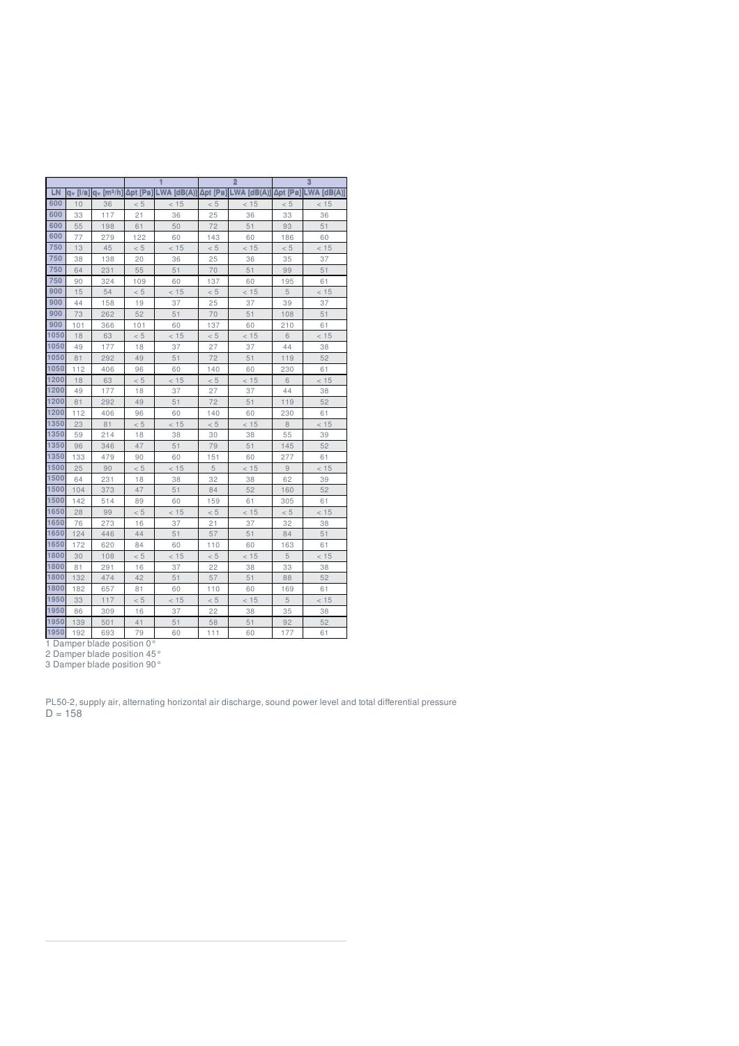| | | | 1 | | 2 | | 3 | |
|---|---|---|---|---|---|---|---|---|
| LN | $q_v$ [l/s] | $q_v$ [m³/h] | Δpt [Pa] | LWA [dB(A)] | Δpt [Pa] | LWA [dB(A)] | Δpt [Pa] | LWA [dB(A)] |
| 600 | 10 | 36 | < 5 | < 15 | < 5 | < 15 | < 5 | < 15 |
| 600 | 33 | 117 | 21 | 36 | 25 | 36 | 33 | 36 |
| 600 | 55 | 198 | 61 | 50 | 72 | 51 | 93 | 51 |
| 600 | 77 | 279 | 122 | 60 | 143 | 60 | 186 | 60 |
| 750 | 13 | 45 | < 5 | < 15 | < 5 | < 15 | < 5 | < 15 |
| 750 | 38 | 138 | 20 | 36 | 25 | 36 | 35 | 37 |
| 750 | 64 | 231 | 55 | 51 | 70 | 51 | 99 | 51 |
| 750 | 90 | 324 | 109 | 60 | 137 | 60 | 195 | 61 |
| 900 | 15 | 54 | < 5 | < 15 | < 5 | < 15 | 5 | < 15 |
| 900 | 44 | 158 | 19 | 37 | 25 | 37 | 39 | 37 |
| 900 | 73 | 262 | 52 | 51 | 70 | 51 | 108 | 51 |
| 900 | 101 | 366 | 101 | 60 | 137 | 60 | 210 | 61 |
| 1050 | 18 | 63 | < 5 | < 15 | < 5 | < 15 | 6 | < 15 |
| 1050 | 49 | 177 | 18 | 37 | 27 | 37 | 44 | 38 |
| 1050 | 81 | 292 | 49 | 51 | 72 | 51 | 119 | 52 |
| 1050 | 112 | 406 | 96 | 60 | 140 | 60 | 230 | 61 |
| 1200 | 18 | 63 | < 5 | < 15 | < 5 | < 15 | 6 | < 15 |
| 1200 | 49 | 177 | 18 | 37 | 27 | 37 | 44 | 38 |
| 1200 | 81 | 292 | 49 | 51 | 72 | 51 | 119 | 52 |
| 1200 | 112 | 406 | 96 | 60 | 140 | 60 | 230 | 61 |
| 1350 | 23 | 81 | < 5 | < 15 | < 5 | < 15 | 8 | < 15 |
| 1350 | 59 | 214 | 18 | 38 | 30 | 38 | 55 | 39 |
| 1350 | 96 | 346 | 47 | 51 | 79 | 51 | 145 | 52 |
| 1350 | 133 | 479 | 90 | 60 | 151 | 60 | 277 | 61 |
| 1500 | 25 | 90 | < 5 | < 15 | 5 | < 15 | 9 | < 15 |
| 1500 | 64 | 231 | 18 | 38 | 32 | 38 | 62 | 39 |
| 1500 | 104 | 373 | 47 | 51 | 84 | 52 | 160 | 52 |
| 1500 | 142 | 514 | 89 | 60 | 159 | 61 | 305 | 61 |
| 1650 | 28 | 99 | < 5 | < 15 | < 5 | < 15 | < 5 | < 15 |
| 1650 | 76 | 273 | 16 | 37 | 21 | 37 | 32 | 38 |
| 1650 | 124 | 446 | 44 | 51 | 57 | 51 | 84 | 51 |
| 1650 | 172 | 620 | 84 | 60 | 110 | 60 | 163 | 61 |
| 1800 | 30 | 108 | < 5 | < 15 | < 5 | < 15 | 5 | < 15 |
| 1800 | 81 | 291 | 16 | 37 | 22 | 38 | 33 | 38 |
| 1800 | 132 | 474 | 42 | 51 | 57 | 51 | 88 | 52 |
| 1800 | 182 | 657 | 81 | 60 | 110 | 60 | 169 | 61 |
| 1950 | 33 | 117 | < 5 | < 15 | < 5 | < 15 | 5 | < 15 |
| 1950 | 86 | 309 | 16 | 37 | 22 | 38 | 35 | 38 |
| 1950 | 139 | 501 | 41 | 51 | 58 | 51 | 92 | 52 |
| 1950 | 192 | 693 | 79 | 60 | 111 | 60 | 177 | 61 |

1 Damper blade position 0°
2 Damper blade position 45°
3 Damper blade position 90°

PL50-2, supply air, alternating horizontal air discharge, sound power level and total differential pressure
D = 158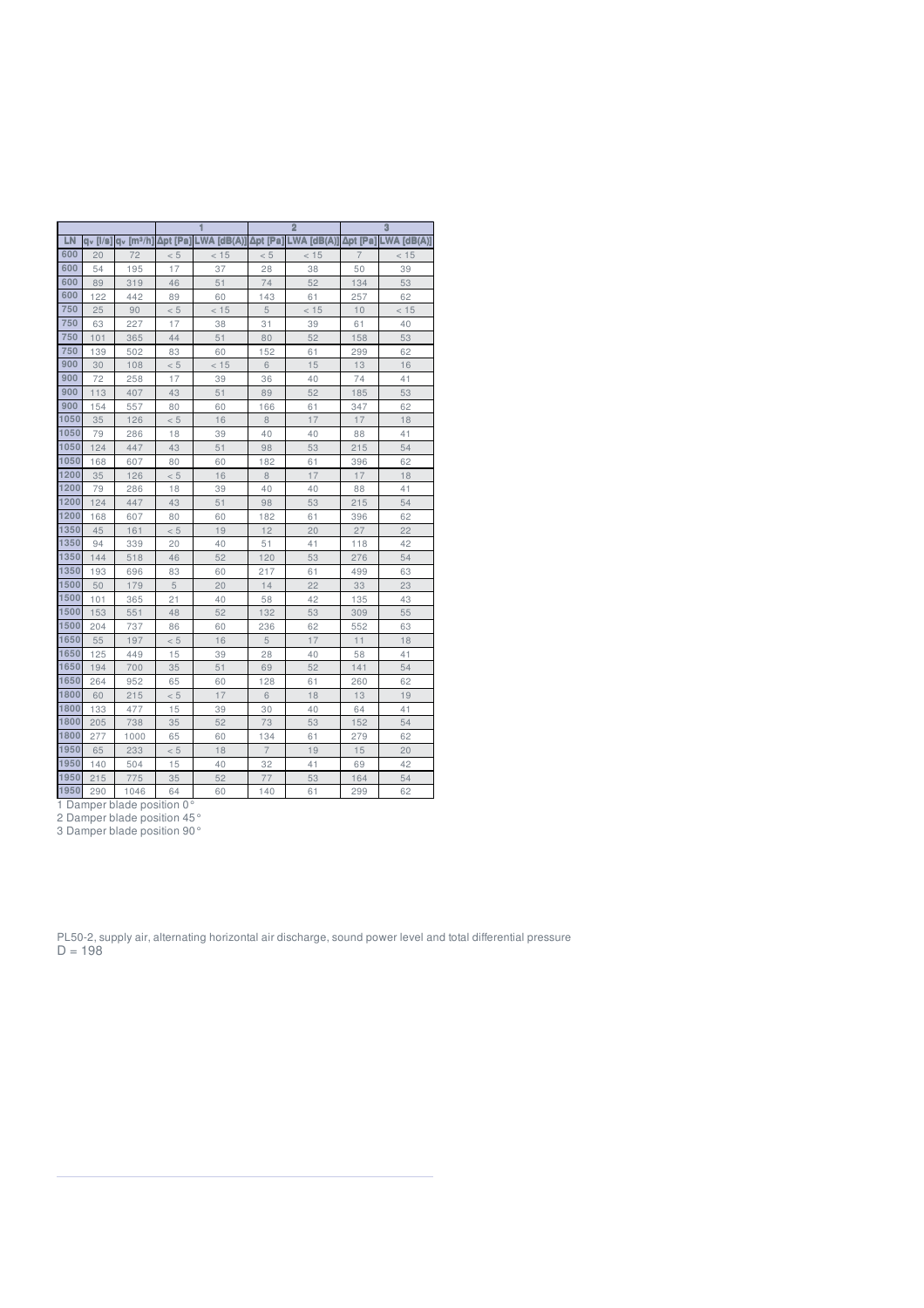| | | | 1 | | 2 | | 3 | |
|---|---|---|---|---|---|---|---|---|
| LN | qv [l/s] | qv [m³/h] | Δpt [Pa] | LWA [dB(A)] | Δpt [Pa] | LWA [dB(A)] | Δpt [Pa] | LWA [dB(A)] |
| 600 | 20 | 72 | < 5 | < 15 | < 5 | < 15 | 7 | < 15 |
| 600 | 54 | 195 | 17 | 37 | 28 | 38 | 50 | 39 |
| 600 | 89 | 319 | 46 | 51 | 74 | 52 | 134 | 53 |
| 600 | 122 | 442 | 89 | 60 | 143 | 61 | 257 | 62 |
| 750 | 25 | 90 | < 5 | < 15 | 5 | < 15 | 10 | < 15 |
| 750 | 63 | 227 | 17 | 38 | 31 | 39 | 61 | 40 |
| 750 | 101 | 365 | 44 | 51 | 80 | 52 | 158 | 53 |
| 750 | 139 | 502 | 83 | 60 | 152 | 61 | 299 | 62 |
| 900 | 30 | 108 | < 5 | < 15 | 6 | 15 | 13 | 16 |
| 900 | 72 | 258 | 17 | 39 | 36 | 40 | 74 | 41 |
| 900 | 113 | 407 | 43 | 51 | 89 | 52 | 185 | 53 |
| 900 | 154 | 557 | 80 | 60 | 166 | 61 | 347 | 62 |
| 1050 | 35 | 126 | < 5 | 16 | 8 | 17 | 17 | 18 |
| 1050 | 79 | 286 | 18 | 39 | 40 | 40 | 88 | 41 |
| 1050 | 124 | 447 | 43 | 51 | 98 | 53 | 215 | 54 |
| 1050 | 168 | 607 | 80 | 60 | 182 | 61 | 396 | 62 |
| 1200 | 35 | 126 | < 5 | 16 | 8 | 17 | 17 | 18 |
| 1200 | 79 | 286 | 18 | 39 | 40 | 40 | 88 | 41 |
| 1200 | 124 | 447 | 43 | 51 | 98 | 53 | 215 | 54 |
| 1200 | 168 | 607 | 80 | 60 | 182 | 61 | 396 | 62 |
| 1350 | 45 | 161 | < 5 | 19 | 12 | 20 | 27 | 22 |
| 1350 | 94 | 339 | 20 | 40 | 51 | 41 | 118 | 42 |
| 1350 | 144 | 518 | 46 | 52 | 120 | 53 | 276 | 54 |
| 1350 | 193 | 696 | 83 | 60 | 217 | 61 | 499 | 63 |
| 1500 | 50 | 179 | 5 | 20 | 14 | 22 | 33 | 23 |
| 1500 | 101 | 365 | 21 | 40 | 58 | 42 | 135 | 43 |
| 1500 | 153 | 551 | 48 | 52 | 132 | 53 | 309 | 55 |
| 1500 | 204 | 737 | 86 | 60 | 236 | 62 | 552 | 63 |
| 1650 | 55 | 197 | < 5 | 16 | 5 | 17 | 11 | 18 |
| 1650 | 125 | 449 | 15 | 39 | 28 | 40 | 58 | 41 |
| 1650 | 194 | 700 | 35 | 51 | 69 | 52 | 141 | 54 |
| 1650 | 264 | 952 | 65 | 60 | 128 | 61 | 260 | 62 |
| 1800 | 60 | 215 | < 5 | 17 | 6 | 18 | 13 | 19 |
| 1800 | 133 | 477 | 15 | 39 | 30 | 40 | 64 | 41 |
| 1800 | 205 | 738 | 35 | 52 | 73 | 53 | 152 | 54 |
| 1800 | 277 | 1000 | 65 | 60 | 134 | 61 | 279 | 62 |
| 1950 | 65 | 233 | < 5 | 18 | 7 | 19 | 15 | 20 |
| 1950 | 140 | 504 | 15 | 40 | 32 | 41 | 69 | 42 |
| 1950 | 215 | 775 | 35 | 52 | 77 | 53 | 164 | 54 |
| 1950 | 290 | 1046 | 64 | 60 | 140 | 61 | 299 | 62 |

1 Damper blade position 0°

2 Damper blade position 45°

3 Damper blade position 90°

PL50-2, supply air, alternating horizontal air discharge, sound power level and total differential pressure

D = 198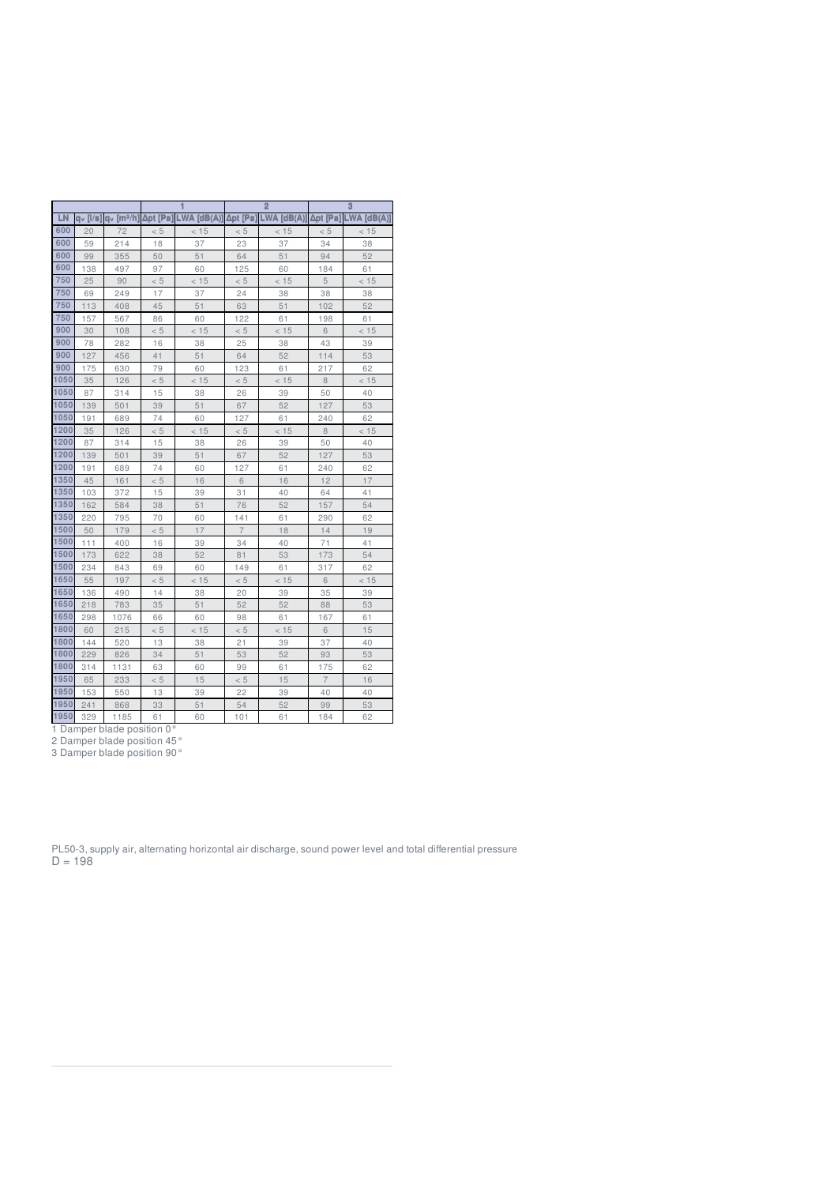| | | | 1 | | 2 | | 3 | |
|---|---|---|---|---|---|---|---|---|
| LN | $q_v$ [l/s] | $q_v$ [m³/h] | Δpt [Pa] | LWA [dB(A)] | Δpt [Pa] | LWA [dB(A)] | Δpt [Pa] | LWA [dB(A)] |
| 600 | 20 | 72 | < 5 | < 15 | < 5 | < 15 | < 5 | < 15 |
| 600 | 59 | 214 | 18 | 37 | 23 | 37 | 34 | 38 |
| 600 | 99 | 355 | 50 | 51 | 64 | 51 | 94 | 52 |
| 600 | 138 | 497 | 97 | 60 | 125 | 60 | 184 | 61 |
| 750 | 25 | 90 | < 5 | < 15 | < 5 | < 15 | 5 | < 15 |
| 750 | 69 | 249 | 17 | 37 | 24 | 38 | 38 | 38 |
| 750 | 113 | 408 | 45 | 51 | 63 | 51 | 102 | 52 |
| 750 | 157 | 567 | 86 | 60 | 122 | 61 | 198 | 61 |
| 900 | 30 | 108 | < 5 | < 15 | < 5 | < 15 | 6 | < 15 |
| 900 | 78 | 282 | 16 | 38 | 25 | 38 | 43 | 39 |
| 900 | 127 | 456 | 41 | 51 | 64 | 52 | 114 | 53 |
| 900 | 175 | 630 | 79 | 60 | 123 | 61 | 217 | 62 |
| 1050 | 35 | 126 | < 5 | < 15 | < 5 | < 15 | 8 | < 15 |
| 1050 | 87 | 314 | 15 | 38 | 26 | 39 | 50 | 40 |
| 1050 | 139 | 501 | 39 | 51 | 67 | 52 | 127 | 53 |
| 1050 | 191 | 689 | 74 | 60 | 127 | 61 | 240 | 62 |
| 1200 | 35 | 126 | < 5 | < 15 | < 5 | < 15 | 8 | < 15 |
| 1200 | 87 | 314 | 15 | 38 | 26 | 39 | 50 | 40 |
| 1200 | 139 | 501 | 39 | 51 | 67 | 52 | 127 | 53 |
| 1200 | 191 | 689 | 74 | 60 | 127 | 61 | 240 | 62 |
| 1350 | 45 | 161 | < 5 | 16 | 6 | 16 | 12 | 17 |
| 1350 | 103 | 372 | 15 | 39 | 31 | 40 | 64 | 41 |
| 1350 | 162 | 584 | 38 | 51 | 76 | 52 | 157 | 54 |
| 1350 | 220 | 795 | 70 | 60 | 141 | 61 | 290 | 62 |
| 1500 | 50 | 179 | < 5 | 17 | 7 | 18 | 14 | 19 |
| 1500 | 111 | 400 | 16 | 39 | 34 | 40 | 71 | 41 |
| 1500 | 173 | 622 | 38 | 52 | 81 | 53 | 173 | 54 |
| 1500 | 234 | 843 | 69 | 60 | 149 | 61 | 317 | 62 |
| 1650 | 55 | 197 | < 5 | < 15 | < 5 | < 15 | 6 | < 15 |
| 1650 | 136 | 490 | 14 | 38 | 20 | 39 | 35 | 39 |
| 1650 | 218 | 783 | 35 | 51 | 52 | 52 | 88 | 53 |
| 1650 | 298 | 1076 | 66 | 60 | 98 | 61 | 167 | 61 |
| 1800 | 60 | 215 | < 5 | < 15 | < 5 | < 15 | 6 | 15 |
| 1800 | 144 | 520 | 13 | 38 | 21 | 39 | 37 | 40 |
| 1800 | 229 | 826 | 34 | 51 | 53 | 52 | 93 | 53 |
| 1800 | 314 | 1131 | 63 | 60 | 99 | 61 | 175 | 62 |
| 1950 | 65 | 233 | < 5 | 15 | < 5 | 15 | 7 | 16 |
| 1950 | 153 | 550 | 13 | 39 | 22 | 39 | 40 | 40 |
| 1950 | 241 | 868 | 33 | 51 | 54 | 52 | 99 | 53 |
| 1950 | 329 | 1185 | 61 | 60 | 101 | 61 | 184 | 62 |

1 Damper blade position 0°

2 Damper blade position 45°

3 Damper blade position 90°

PL50-3, supply air, alternating horizontal air discharge, sound power level and total differential pressure

D = 198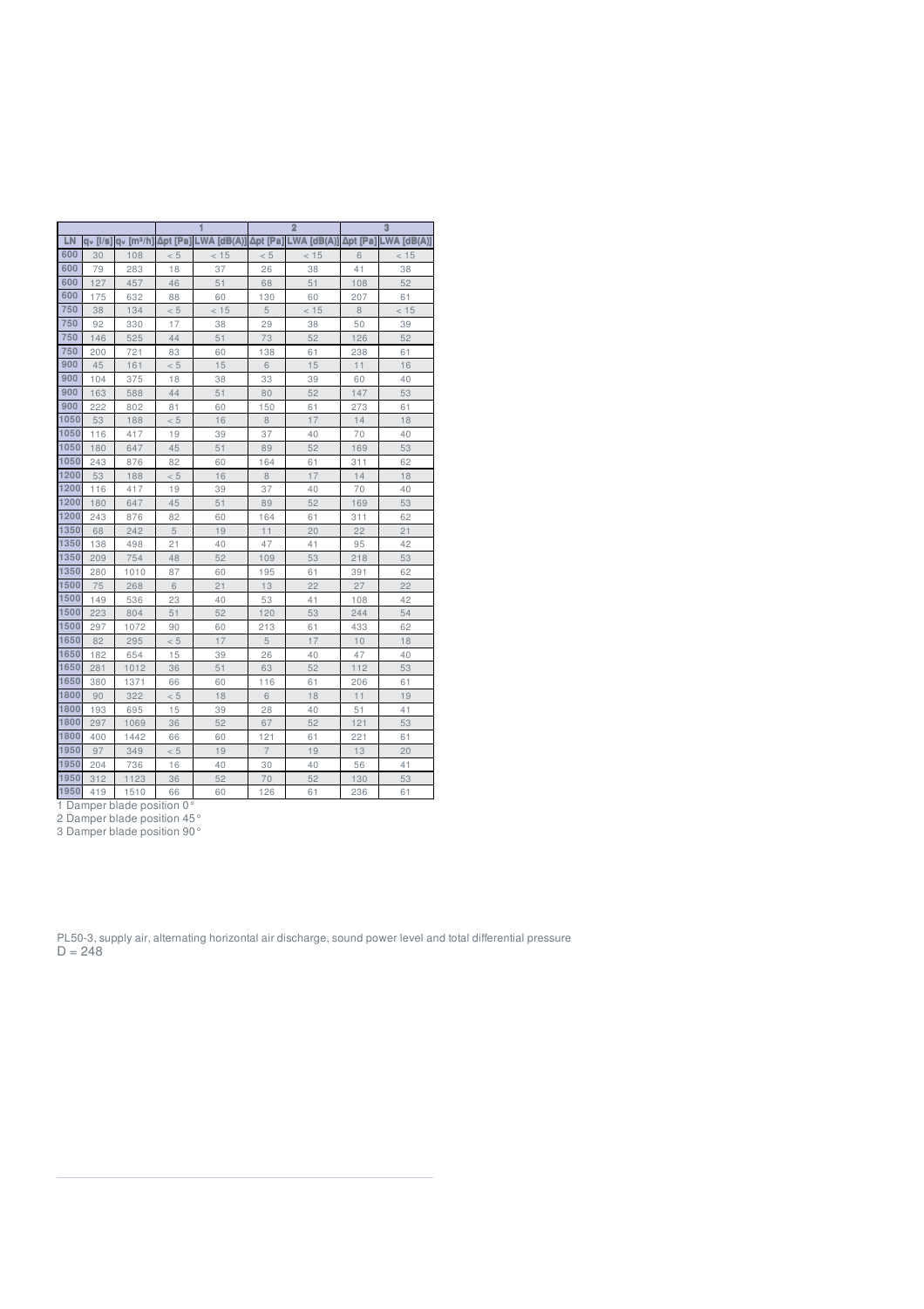| | | | 1 | | 2 | | 3 | |
|---|---|---|---|---|---|---|---|---|
| LN | $q_v$ [l/s] | $q_v$ [m³/h] | Δpt [Pa] | LWA [dB(A)] | Δpt [Pa] | LWA [dB(A)] | Δpt [Pa] | LWA [dB(A)] |
| 600 | 30 | 108 | < 5 | < 15 | < 5 | < 15 | 6 | < 15 |
| 600 | 79 | 283 | 18 | 37 | 26 | 38 | 41 | 38 |
| 600 | 127 | 457 | 46 | 51 | 68 | 51 | 108 | 52 |
| 600 | 175 | 632 | 88 | 60 | 130 | 60 | 207 | 61 |
| 750 | 38 | 134 | < 5 | < 15 | 5 | < 15 | 8 | < 15 |
| 750 | 92 | 330 | 17 | 38 | 29 | 38 | 50 | 39 |
| 750 | 146 | 525 | 44 | 51 | 73 | 52 | 126 | 52 |
| 750 | 200 | 721 | 83 | 60 | 138 | 61 | 238 | 61 |
| 900 | 45 | 161 | < 5 | 15 | 6 | 15 | 11 | 16 |
| 900 | 104 | 375 | 18 | 38 | 33 | 39 | 60 | 40 |
| 900 | 163 | 588 | 44 | 51 | 80 | 52 | 147 | 53 |
| 900 | 222 | 802 | 81 | 60 | 150 | 61 | 273 | 61 |
| 1050 | 53 | 188 | < 5 | 16 | 8 | 17 | 14 | 18 |
| 1050 | 116 | 417 | 19 | 39 | 37 | 40 | 70 | 40 |
| 1050 | 180 | 647 | 45 | 51 | 89 | 52 | 169 | 53 |
| 1050 | 243 | 876 | 82 | 60 | 164 | 61 | 311 | 62 |
| 1200 | 53 | 188 | < 5 | 16 | 8 | 17 | 14 | 18 |
| 1200 | 116 | 417 | 19 | 39 | 37 | 40 | 70 | 40 |
| 1200 | 180 | 647 | 45 | 51 | 89 | 52 | 169 | 53 |
| 1200 | 243 | 876 | 82 | 60 | 164 | 61 | 311 | 62 |
| 1350 | 68 | 242 | 5 | 19 | 11 | 20 | 22 | 21 |
| 1350 | 138 | 498 | 21 | 40 | 47 | 41 | 95 | 42 |
| 1350 | 209 | 754 | 48 | 52 | 109 | 53 | 218 | 53 |
| 1350 | 280 | 1010 | 87 | 60 | 195 | 61 | 391 | 62 |
| 1500 | 75 | 268 | 6 | 21 | 13 | 22 | 27 | 22 |
| 1500 | 149 | 536 | 23 | 40 | 53 | 41 | 108 | 42 |
| 1500 | 223 | 804 | 51 | 52 | 120 | 53 | 244 | 54 |
| 1500 | 297 | 1072 | 90 | 60 | 213 | 61 | 433 | 62 |
| 1650 | 82 | 295 | < 5 | 17 | 5 | 17 | 10 | 18 |
| 1650 | 182 | 654 | 15 | 39 | 26 | 40 | 47 | 40 |
| 1650 | 281 | 1012 | 36 | 51 | 63 | 52 | 112 | 53 |
| 1650 | 380 | 1371 | 66 | 60 | 116 | 61 | 206 | 61 |
| 1800 | 90 | 322 | < 5 | 18 | 6 | 18 | 11 | 19 |
| 1800 | 193 | 695 | 15 | 39 | 28 | 40 | 51 | 41 |
| 1800 | 297 | 1069 | 36 | 52 | 67 | 52 | 121 | 53 |
| 1800 | 400 | 1442 | 66 | 60 | 121 | 61 | 221 | 61 |
| 1950 | 97 | 349 | < 5 | 19 | 7 | 19 | 13 | 20 |
| 1950 | 204 | 736 | 16 | 40 | 30 | 40 | 56 | 41 |
| 1950 | 312 | 1123 | 36 | 52 | 70 | 52 | 130 | 53 |
| 1950 | 419 | 1510 | 66 | 60 | 126 | 61 | 236 | 61 |

1 Damper blade position 0°
2 Damper blade position 45°
3 Damper blade position 90°

PL50-3, supply air, alternating horizontal air discharge, sound power level and total differential pressure
D = 248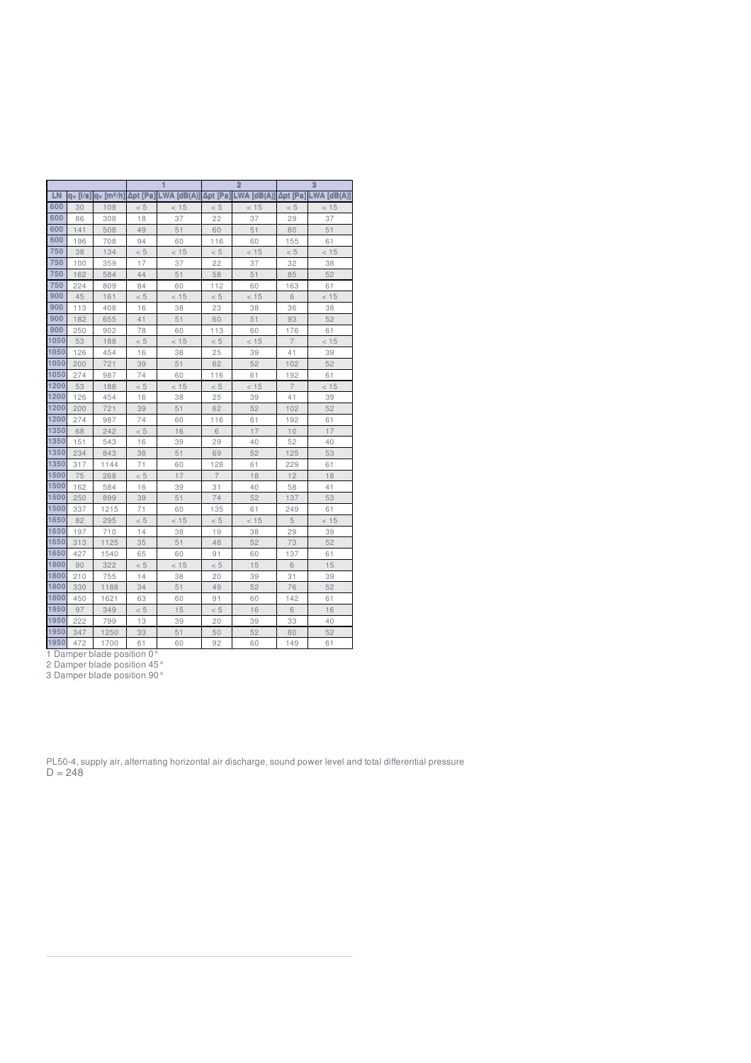| | | | 1 | | 2 | | 3 | |
|---|---|---|---|---|---|---|---|---|
| LN | $q_v$ [l/s] | $q_v$ [m³/h] | Δpt [Pa] | LWA [dB(A)] | Δpt [Pa] | LWA [dB(A)] | Δpt [Pa] | LWA [dB(A)] |
| 600 | 30 | 108 | < 5 | < 15 | < 5 | < 15 | < 5 | < 15 |
| 600 | 86 | 308 | 18 | 37 | 22 | 37 | 29 | 37 |
| 600 | 141 | 508 | 49 | 51 | 60 | 51 | 80 | 51 |
| 600 | 196 | 708 | 94 | 60 | 116 | 60 | 155 | 61 |
| 750 | 38 | 134 | < 5 | < 15 | < 5 | < 15 | < 5 | < 15 |
| 750 | 100 | 359 | 17 | 37 | 22 | 37 | 32 | 38 |
| 750 | 162 | 584 | 44 | 51 | 58 | 51 | 85 | 52 |
| 750 | 224 | 809 | 84 | 60 | 112 | 60 | 163 | 61 |
| 900 | 45 | 161 | < 5 | < 15 | < 5 | < 15 | 6 | < 15 |
| 900 | 113 | 408 | 16 | 38 | 23 | 38 | 36 | 38 |
| 900 | 182 | 655 | 41 | 51 | 60 | 51 | 93 | 52 |
| 900 | 250 | 902 | 78 | 60 | 113 | 60 | 176 | 61 |
| 1050 | 53 | 188 | < 5 | < 15 | < 5 | < 15 | 7 | < 15 |
| 1050 | 126 | 454 | 16 | 38 | 25 | 39 | 41 | 39 |
| 1050 | 200 | 721 | 39 | 51 | 62 | 52 | 102 | 52 |
| 1050 | 274 | 987 | 74 | 60 | 116 | 61 | 192 | 61 |
| 1200 | 53 | 188 | < 5 | < 15 | < 5 | < 15 | 7 | < 15 |
| 1200 | 126 | 454 | 16 | 38 | 25 | 39 | 41 | 39 |
| 1200 | 200 | 721 | 39 | 51 | 62 | 52 | 102 | 52 |
| 1200 | 274 | 987 | 74 | 60 | 116 | 61 | 192 | 61 |
| 1350 | 68 | 242 | < 5 | 16 | 6 | 17 | 10 | 17 |
| 1350 | 151 | 543 | 16 | 39 | 29 | 40 | 52 | 40 |
| 1350 | 234 | 843 | 38 | 51 | 69 | 52 | 125 | 53 |
| 1350 | 317 | 1144 | 71 | 60 | 128 | 61 | 229 | 61 |
| 1500 | 75 | 268 | < 5 | 17 | 7 | 18 | 12 | 18 |
| 1500 | 162 | 584 | 16 | 39 | 31 | 40 | 58 | 41 |
| 1500 | 250 | 899 | 39 | 51 | 74 | 52 | 137 | 53 |
| 1500 | 337 | 1215 | 71 | 60 | 135 | 61 | 249 | 61 |
| 1650 | 82 | 295 | < 5 | < 15 | < 5 | < 15 | 5 | < 15 |
| 1650 | 197 | 710 | 14 | 38 | 19 | 38 | 29 | 39 |
| 1650 | 313 | 1125 | 35 | 51 | 48 | 52 | 73 | 52 |
| 1650 | 427 | 1540 | 65 | 60 | 91 | 60 | 137 | 61 |
| 1800 | 90 | 322 | < 5 | < 15 | < 5 | 15 | 6 | 15 |
| 1800 | 210 | 755 | 14 | 38 | 20 | 39 | 31 | 39 |
| 1800 | 330 | 1188 | 34 | 51 | 49 | 52 | 76 | 52 |
| 1800 | 450 | 1621 | 63 | 60 | 91 | 60 | 142 | 61 |
| 1950 | 97 | 349 | < 5 | 15 | < 5 | 16 | 6 | 16 |
| 1950 | 222 | 799 | 13 | 39 | 20 | 39 | 33 | 40 |
| 1950 | 347 | 1250 | 33 | 51 | 50 | 52 | 80 | 52 |
| 1950 | 472 | 1700 | 61 | 60 | 92 | 60 | 149 | 61 |

1 Damper blade position 0°
2 Damper blade position 45°
3 Damper blade position 90°

PL50-4, supply air, alternating horizontal air discharge, sound power level and total differential pressure
D = 248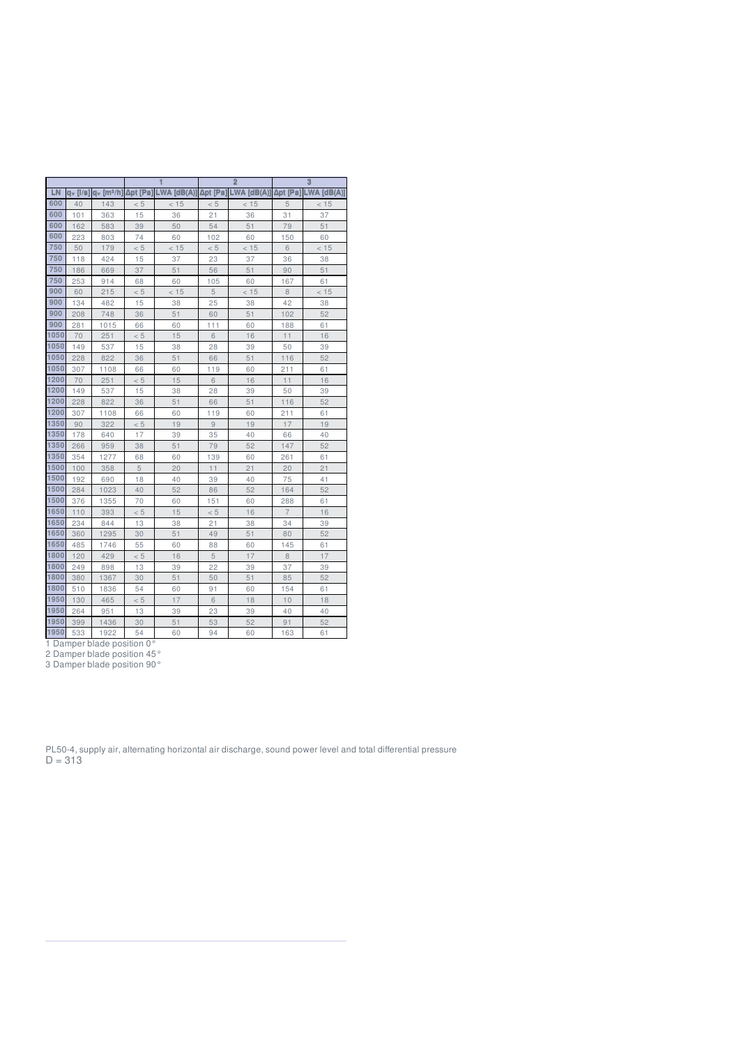| | | | 1 | | 2 | | 3 | |
|---|---|---|---|---|---|---|---|---|
| LN | $q_v$ [l/s] | $q_v$ [m³/h] | Δpt [Pa] | LWA [dB(A)] | Δpt [Pa] | LWA [dB(A)] | Δpt [Pa] | LWA [dB(A)] |
| 600 | 40 | 143 | < 5 | < 15 | < 5 | < 15 | 5 | < 15 |
| 600 | 101 | 363 | 15 | 36 | 21 | 36 | 31 | 37 |
| 600 | 162 | 583 | 39 | 50 | 54 | 51 | 79 | 51 |
| 600 | 223 | 803 | 74 | 60 | 102 | 60 | 150 | 60 |
| 750 | 50 | 179 | < 5 | < 15 | < 5 | < 15 | 6 | < 15 |
| 750 | 118 | 424 | 15 | 37 | 23 | 37 | 36 | 38 |
| 750 | 186 | 669 | 37 | 51 | 56 | 51 | 90 | 51 |
| 750 | 253 | 914 | 68 | 60 | 105 | 60 | 167 | 61 |
| 900 | 60 | 215 | < 5 | < 15 | 5 | < 15 | 8 | < 15 |
| 900 | 134 | 482 | 15 | 38 | 25 | 38 | 42 | 38 |
| 900 | 208 | 748 | 36 | 51 | 60 | 51 | 102 | 52 |
| 900 | 281 | 1015 | 66 | 60 | 111 | 60 | 188 | 61 |
| 1050 | 70 | 251 | < 5 | 15 | 6 | 16 | 11 | 16 |
| 1050 | 149 | 537 | 15 | 38 | 28 | 39 | 50 | 39 |
| 1050 | 228 | 822 | 36 | 51 | 66 | 51 | 116 | 52 |
| 1050 | 307 | 1108 | 66 | 60 | 119 | 60 | 211 | 61 |
| 1200 | 70 | 251 | < 5 | 15 | 6 | 16 | 11 | 16 |
| 1200 | 149 | 537 | 15 | 38 | 28 | 39 | 50 | 39 |
| 1200 | 228 | 822 | 36 | 51 | 66 | 51 | 116 | 52 |
| 1200 | 307 | 1108 | 66 | 60 | 119 | 60 | 211 | 61 |
| 1350 | 90 | 322 | < 5 | 19 | 9 | 19 | 17 | 19 |
| 1350 | 178 | 640 | 17 | 39 | 35 | 40 | 66 | 40 |
| 1350 | 266 | 959 | 38 | 51 | 79 | 52 | 147 | 52 |
| 1350 | 354 | 1277 | 68 | 60 | 139 | 60 | 261 | 61 |
| 1500 | 100 | 358 | 5 | 20 | 11 | 21 | 20 | 21 |
| 1500 | 192 | 690 | 18 | 40 | 39 | 40 | 75 | 41 |
| 1500 | 284 | 1023 | 40 | 52 | 86 | 52 | 164 | 52 |
| 1500 | 376 | 1355 | 70 | 60 | 151 | 60 | 288 | 61 |
| 1650 | 110 | 393 | < 5 | 15 | < 5 | 16 | 7 | 16 |
| 1650 | 234 | 844 | 13 | 38 | 21 | 38 | 34 | 39 |
| 1650 | 360 | 1295 | 30 | 51 | 49 | 51 | 80 | 52 |
| 1650 | 485 | 1746 | 55 | 60 | 88 | 60 | 145 | 61 |
| 1800 | 120 | 429 | < 5 | 16 | 5 | 17 | 8 | 17 |
| 1800 | 249 | 898 | 13 | 39 | 22 | 39 | 37 | 39 |
| 1800 | 380 | 1367 | 30 | 51 | 50 | 51 | 85 | 52 |
| 1800 | 510 | 1836 | 54 | 60 | 91 | 60 | 154 | 61 |
| 1950 | 130 | 465 | < 5 | 17 | 6 | 18 | 10 | 18 |
| 1950 | 264 | 951 | 13 | 39 | 23 | 39 | 40 | 40 |
| 1950 | 399 | 1436 | 30 | 51 | 53 | 52 | 91 | 52 |
| 1950 | 533 | 1922 | 54 | 60 | 94 | 60 | 163 | 61 |

1 Damper blade position 0°
2 Damper blade position 45°
3 Damper blade position 90°

PL50-4, supply air, alternating horizontal air discharge, sound power level and total differential pressure
D = 313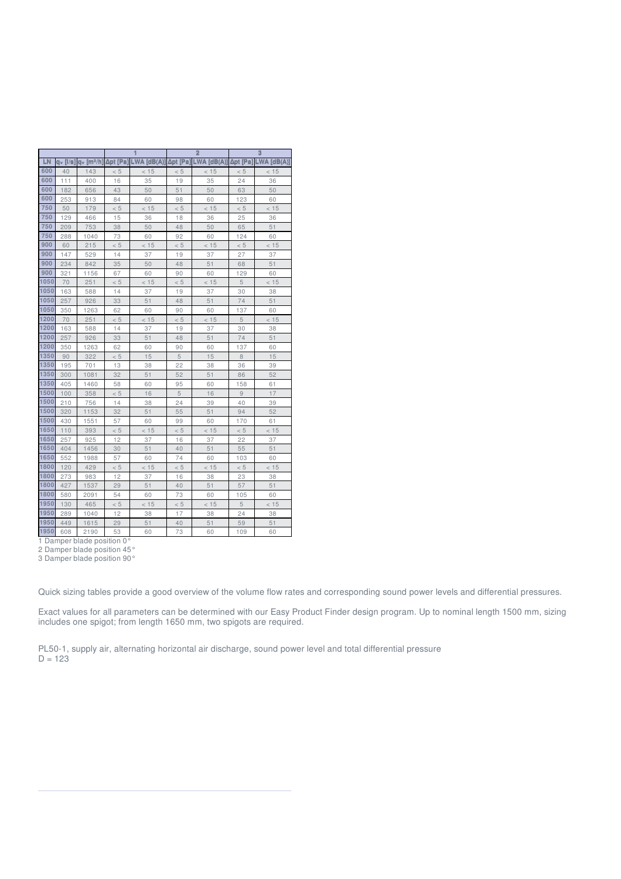| | | | 1 | | 2 | | 3 | |
|---|---|---|---|---|---|---|---|---|
| LN | $q_v$ [l/s] | $q_v$ [m³/h] | Δpt [Pa] | LWA [dB(A)] | Δpt [Pa] | LWA [dB(A)] | Δpt [Pa] | LWA [dB(A)] |
| 600 | 40 | 143 | < 5 | < 15 | < 5 | < 15 | < 5 | < 15 |
| 600 | 111 | 400 | 16 | 35 | 19 | 35 | 24 | 36 |
| 600 | 182 | 656 | 43 | 50 | 51 | 50 | 63 | 50 |
| 600 | 253 | 913 | 84 | 60 | 98 | 60 | 123 | 60 |
| 750 | 50 | 179 | < 5 | < 15 | < 5 | < 15 | < 5 | < 15 |
| 750 | 129 | 466 | 15 | 36 | 18 | 36 | 25 | 36 |
| 750 | 209 | 753 | 38 | 50 | 48 | 50 | 65 | 51 |
| 750 | 288 | 1040 | 73 | 60 | 92 | 60 | 124 | 60 |
| 900 | 60 | 215 | < 5 | < 15 | < 5 | < 15 | < 5 | < 15 |
| 900 | 147 | 529 | 14 | 37 | 19 | 37 | 27 | 37 |
| 900 | 234 | 842 | 35 | 50 | 48 | 51 | 68 | 51 |
| 900 | 321 | 1156 | 67 | 60 | 90 | 60 | 129 | 60 |
| 1050 | 70 | 251 | < 5 | < 15 | < 5 | < 15 | 5 | < 15 |
| 1050 | 163 | 588 | 14 | 37 | 19 | 37 | 30 | 38 |
| 1050 | 257 | 926 | 33 | 51 | 48 | 51 | 74 | 51 |
| 1050 | 350 | 1263 | 62 | 60 | 90 | 60 | 137 | 60 |
| 1200 | 70 | 251 | < 5 | < 15 | < 5 | < 15 | 5 | < 15 |
| 1200 | 163 | 588 | 14 | 37 | 19 | 37 | 30 | 38 |
| 1200 | 257 | 926 | 33 | 51 | 48 | 51 | 74 | 51 |
| 1200 | 350 | 1263 | 62 | 60 | 90 | 60 | 137 | 60 |
| 1350 | 90 | 322 | < 5 | 15 | 5 | 15 | 8 | 15 |
| 1350 | 195 | 701 | 13 | 38 | 22 | 38 | 36 | 39 |
| 1350 | 300 | 1081 | 32 | 51 | 52 | 51 | 86 | 52 |
| 1350 | 405 | 1460 | 58 | 60 | 95 | 60 | 158 | 61 |
| 1500 | 100 | 358 | < 5 | 16 | 5 | 16 | 9 | 17 |
| 1500 | 210 | 756 | 14 | 38 | 24 | 39 | 40 | 39 |
| 1500 | 320 | 1153 | 32 | 51 | 55 | 51 | 94 | 52 |
| 1500 | 430 | 1551 | 57 | 60 | 99 | 60 | 170 | 61 |
| 1650 | 110 | 393 | < 5 | < 15 | < 5 | < 15 | < 5 | < 15 |
| 1650 | 257 | 925 | 12 | 37 | 16 | 37 | 22 | 37 |
| 1650 | 404 | 1456 | 30 | 51 | 40 | 51 | 55 | 51 |
| 1650 | 552 | 1988 | 57 | 60 | 74 | 60 | 103 | 60 |
| 1800 | 120 | 429 | < 5 | < 15 | < 5 | < 15 | < 5 | < 15 |
| 1800 | 273 | 983 | 12 | 37 | 16 | 38 | 23 | 38 |
| 1800 | 427 | 1537 | 29 | 51 | 40 | 51 | 57 | 51 |
| 1800 | 580 | 2091 | 54 | 60 | 73 | 60 | 105 | 60 |
| 1950 | 130 | 465 | < 5 | < 15 | < 5 | < 15 | 5 | < 15 |
| 1950 | 289 | 1040 | 12 | 38 | 17 | 38 | 24 | 38 |
| 1950 | 449 | 1615 | 29 | 51 | 40 | 51 | 59 | 51 |
| 1950 | 608 | 2190 | 53 | 60 | 73 | 60 | 109 | 60 |

1 Damper blade position 0°

2 Damper blade position 45°

3 Damper blade position 90°

Quick sizing tables provide a good overview of the volume flow rates and corresponding sound power levels and differential pressures.

Exact values for all parameters can be determined with our Easy Product Finder design program. Up to nominal length 1500 mm, sizing includes one spigot; from length 1650 mm, two spigots are required.

PL50-1, supply air, alternating horizontal air discharge, sound power level and total differential pressure
D = 123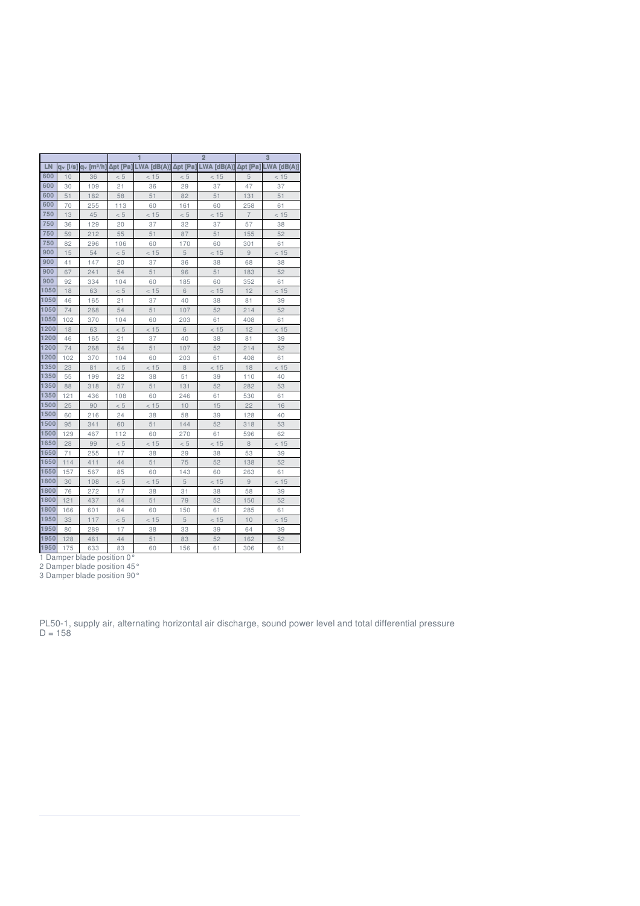| | | | 1 | | 2 | | 3 | |
|---|---|---|---|---|---|---|---|---|
| LN | $q_v$ [l/s] | $q_v$ [m³/h] | Δpt [Pa] | LWA [dB(A)] | Δpt [Pa] | LWA [dB(A)] | Δpt [Pa] | LWA [dB(A)] |
| 600 | 10 | 36 | < 5 | < 15 | < 5 | < 15 | 5 | < 15 |
| 600 | 30 | 109 | 21 | 36 | 29 | 37 | 47 | 37 |
| 600 | 51 | 182 | 58 | 51 | 82 | 51 | 131 | 51 |
| 600 | 70 | 255 | 113 | 60 | 161 | 60 | 258 | 61 |
| 750 | 13 | 45 | < 5 | < 15 | < 5 | < 15 | 7 | < 15 |
| 750 | 36 | 129 | 20 | 37 | 32 | 37 | 57 | 38 |
| 750 | 59 | 212 | 55 | 51 | 87 | 51 | 155 | 52 |
| 750 | 82 | 296 | 106 | 60 | 170 | 60 | 301 | 61 |
| 900 | 15 | 54 | < 5 | < 15 | 5 | < 15 | 9 | < 15 |
| 900 | 41 | 147 | 20 | 37 | 36 | 38 | 68 | 38 |
| 900 | 67 | 241 | 54 | 51 | 96 | 51 | 183 | 52 |
| 900 | 92 | 334 | 104 | 60 | 185 | 60 | 352 | 61 |
| 1050 | 18 | 63 | < 5 | < 15 | 6 | < 15 | 12 | < 15 |
| 1050 | 46 | 165 | 21 | 37 | 40 | 38 | 81 | 39 |
| 1050 | 74 | 268 | 54 | 51 | 107 | 52 | 214 | 52 |
| 1050 | 102 | 370 | 104 | 60 | 203 | 61 | 408 | 61 |
| 1200 | 18 | 63 | < 5 | < 15 | 6 | < 15 | 12 | < 15 |
| 1200 | 46 | 165 | 21 | 37 | 40 | 38 | 81 | 39 |
| 1200 | 74 | 268 | 54 | 51 | 107 | 52 | 214 | 52 |
| 1200 | 102 | 370 | 104 | 60 | 203 | 61 | 408 | 61 |
| 1350 | 23 | 81 | < 5 | < 15 | 8 | < 15 | 18 | < 15 |
| 1350 | 55 | 199 | 22 | 38 | 51 | 39 | 110 | 40 |
| 1350 | 88 | 318 | 57 | 51 | 131 | 52 | 282 | 53 |
| 1350 | 121 | 436 | 108 | 60 | 246 | 61 | 530 | 61 |
| 1500 | 25 | 90 | < 5 | < 15 | 10 | 15 | 22 | 16 |
| 1500 | 60 | 216 | 24 | 38 | 58 | 39 | 128 | 40 |
| 1500 | 95 | 341 | 60 | 51 | 144 | 52 | 318 | 53 |
| 1500 | 129 | 467 | 112 | 60 | 270 | 61 | 596 | 62 |
| 1650 | 28 | 99 | < 5 | < 15 | < 5 | < 15 | 8 | < 15 |
| 1650 | 71 | 255 | 17 | 38 | 29 | 38 | 53 | 39 |
| 1650 | 114 | 411 | 44 | 51 | 75 | 52 | 138 | 52 |
| 1650 | 157 | 567 | 85 | 60 | 143 | 60 | 263 | 61 |
| 1800 | 30 | 108 | < 5 | < 15 | 5 | < 15 | 9 | < 15 |
| 1800 | 76 | 272 | 17 | 38 | 31 | 38 | 58 | 39 |
| 1800 | 121 | 437 | 44 | 51 | 79 | 52 | 150 | 52 |
| 1800 | 166 | 601 | 84 | 60 | 150 | 61 | 285 | 61 |
| 1950 | 33 | 117 | < 5 | < 15 | 5 | < 15 | 10 | < 15 |
| 1950 | 80 | 289 | 17 | 38 | 33 | 39 | 64 | 39 |
| 1950 | 128 | 461 | 44 | 51 | 83 | 52 | 162 | 52 |
| 1950 | 175 | 633 | 83 | 60 | 156 | 61 | 306 | 61 |

1 Damper blade position 0°
2 Damper blade position 45°
3 Damper blade position 90°

PL50-1, supply air, alternating horizontal air discharge, sound power level and total differential pressure
D = 158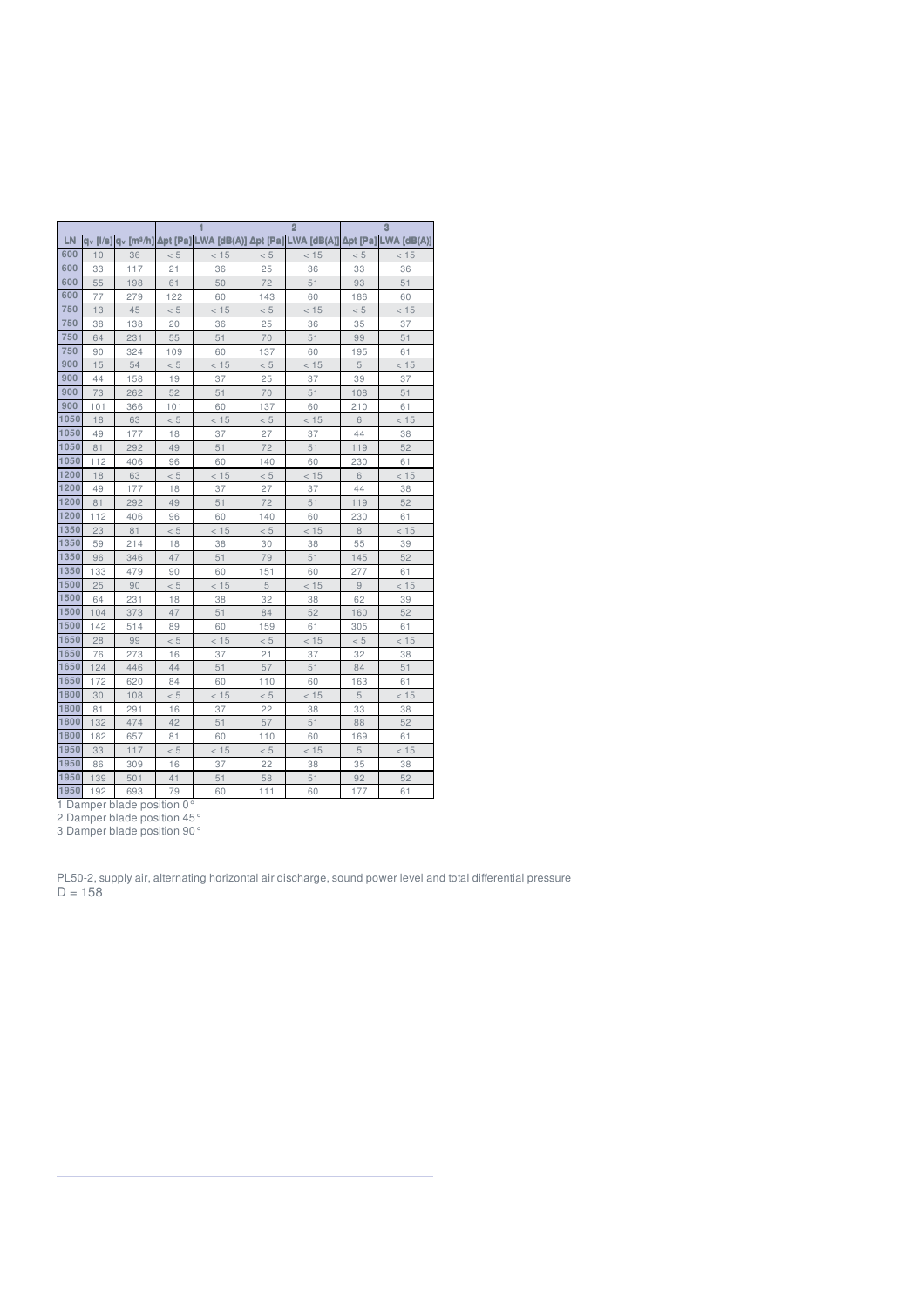| | | | 1 | | 2 | | 3 | |
|---|---|---|---|---|---|---|---|---|
| LN | $q_v$ [l/s] | $q_v$ [m³/h] | Δpt [Pa] | LWA [dB(A)] | Δpt [Pa] | LWA [dB(A)] | Δpt [Pa] | LWA [dB(A)] |
| 600 | 10 | 36 | < 5 | < 15 | < 5 | < 15 | < 5 | < 15 |
| 600 | 33 | 117 | 21 | 36 | 25 | 36 | 33 | 36 |
| 600 | 55 | 198 | 61 | 50 | 72 | 51 | 93 | 51 |
| 600 | 77 | 279 | 122 | 60 | 143 | 60 | 186 | 60 |
| 750 | 13 | 45 | < 5 | < 15 | < 5 | < 15 | < 5 | < 15 |
| 750 | 38 | 138 | 20 | 36 | 25 | 36 | 35 | 37 |
| 750 | 64 | 231 | 55 | 51 | 70 | 51 | 99 | 51 |
| 750 | 90 | 324 | 109 | 60 | 137 | 60 | 195 | 61 |
| 900 | 15 | 54 | < 5 | < 15 | < 5 | < 15 | 5 | < 15 |
| 900 | 44 | 158 | 19 | 37 | 25 | 37 | 39 | 37 |
| 900 | 73 | 262 | 52 | 51 | 70 | 51 | 108 | 51 |
| 900 | 101 | 366 | 101 | 60 | 137 | 60 | 210 | 61 |
| 1050 | 18 | 63 | < 5 | < 15 | < 5 | < 15 | 6 | < 15 |
| 1050 | 49 | 177 | 18 | 37 | 27 | 37 | 44 | 38 |
| 1050 | 81 | 292 | 49 | 51 | 72 | 51 | 119 | 52 |
| 1050 | 112 | 406 | 96 | 60 | 140 | 60 | 230 | 61 |
| 1200 | 18 | 63 | < 5 | < 15 | < 5 | < 15 | 6 | < 15 |
| 1200 | 49 | 177 | 18 | 37 | 27 | 37 | 44 | 38 |
| 1200 | 81 | 292 | 49 | 51 | 72 | 51 | 119 | 52 |
| 1200 | 112 | 406 | 96 | 60 | 140 | 60 | 230 | 61 |
| 1350 | 23 | 81 | < 5 | < 15 | < 5 | < 15 | 8 | < 15 |
| 1350 | 59 | 214 | 18 | 38 | 30 | 38 | 55 | 39 |
| 1350 | 96 | 346 | 47 | 51 | 79 | 51 | 145 | 52 |
| 1350 | 133 | 479 | 90 | 60 | 151 | 60 | 277 | 61 |
| 1500 | 25 | 90 | < 5 | < 15 | 5 | < 15 | 9 | < 15 |
| 1500 | 64 | 231 | 18 | 38 | 32 | 38 | 62 | 39 |
| 1500 | 104 | 373 | 47 | 51 | 84 | 52 | 160 | 52 |
| 1500 | 142 | 514 | 89 | 60 | 159 | 61 | 305 | 61 |
| 1650 | 28 | 99 | < 5 | < 15 | < 5 | < 15 | < 5 | < 15 |
| 1650 | 76 | 273 | 16 | 37 | 21 | 37 | 32 | 38 |
| 1650 | 124 | 446 | 44 | 51 | 57 | 51 | 84 | 51 |
| 1650 | 172 | 620 | 84 | 60 | 110 | 60 | 163 | 61 |
| 1800 | 30 | 108 | < 5 | < 15 | < 5 | < 15 | 5 | < 15 |
| 1800 | 81 | 291 | 16 | 37 | 22 | 38 | 33 | 38 |
| 1800 | 132 | 474 | 42 | 51 | 57 | 51 | 88 | 52 |
| 1800 | 182 | 657 | 81 | 60 | 110 | 60 | 169 | 61 |
| 1950 | 33 | 117 | < 5 | < 15 | < 5 | < 15 | 5 | < 15 |
| 1950 | 86 | 309 | 16 | 37 | 22 | 38 | 35 | 38 |
| 1950 | 139 | 501 | 41 | 51 | 58 | 51 | 92 | 52 |
| 1950 | 192 | 693 | 79 | 60 | 111 | 60 | 177 | 61 |

1 Damper blade position 0°
2 Damper blade position 45°
3 Damper blade position 90°

PL50-2, supply air, alternating horizontal air discharge, sound power level and total differential pressure
D = 158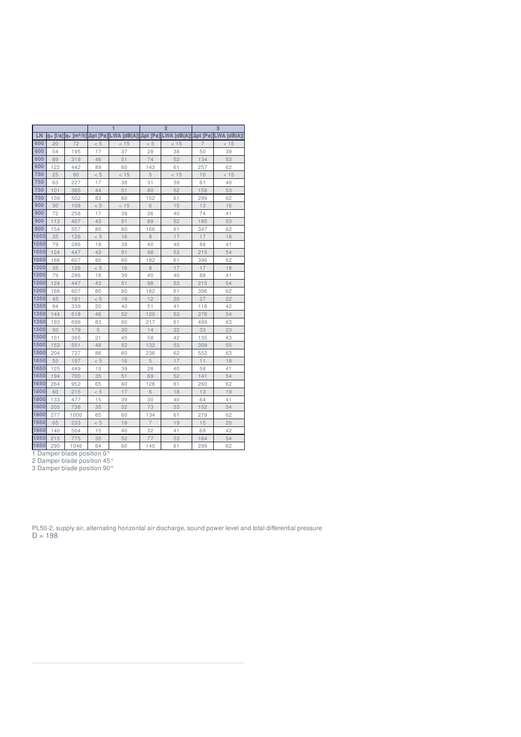| | | | 1 | | 2 | | 3 | |
|---|---|---|---|---|---|---|---|---|
| LN | $q_v$ [l/s] | $q_v$ [m³/h] | Δpt [Pa] | LWA [dB(A)] | Δpt [Pa] | LWA [dB(A)] | Δpt [Pa] | LWA [dB(A)] |
| 600 | 20 | 72 | < 5 | < 15 | < 5 | < 15 | 7 | < 15 |
| 600 | 54 | 195 | 17 | 37 | 28 | 38 | 50 | 39 |
| 600 | 89 | 319 | 46 | 51 | 74 | 52 | 134 | 53 |
| 600 | 122 | 442 | 89 | 60 | 143 | 61 | 257 | 62 |
| 750 | 25 | 90 | < 5 | < 15 | 5 | < 15 | 10 | < 15 |
| 750 | 63 | 227 | 17 | 38 | 31 | 39 | 61 | 40 |
| 750 | 101 | 365 | 44 | 51 | 80 | 52 | 158 | 53 |
| 750 | 139 | 502 | 83 | 60 | 152 | 61 | 299 | 62 |
| 900 | 30 | 108 | < 5 | < 15 | 6 | 15 | 13 | 16 |
| 900 | 72 | 258 | 17 | 39 | 36 | 40 | 74 | 41 |
| 900 | 113 | 407 | 43 | 51 | 89 | 52 | 185 | 53 |
| 900 | 154 | 557 | 80 | 60 | 166 | 61 | 347 | 62 |
| 1050 | 35 | 126 | < 5 | 16 | 8 | 17 | 17 | 18 |
| 1050 | 79 | 286 | 18 | 39 | 40 | 40 | 88 | 41 |
| 1050 | 124 | 447 | 43 | 51 | 98 | 53 | 215 | 54 |
| 1050 | 168 | 607 | 80 | 60 | 182 | 61 | 396 | 62 |
| 1200 | 35 | 126 | < 5 | 16 | 8 | 17 | 17 | 18 |
| 1200 | 79 | 286 | 18 | 39 | 40 | 40 | 88 | 41 |
| 1200 | 124 | 447 | 43 | 51 | 98 | 53 | 215 | 54 |
| 1200 | 168 | 607 | 80 | 60 | 182 | 61 | 396 | 62 |
| 1350 | 45 | 161 | < 5 | 19 | 12 | 20 | 27 | 22 |
| 1350 | 94 | 339 | 20 | 40 | 51 | 41 | 118 | 42 |
| 1350 | 144 | 518 | 46 | 52 | 120 | 53 | 276 | 54 |
| 1350 | 193 | 696 | 83 | 60 | 217 | 61 | 499 | 63 |
| 1500 | 50 | 179 | 5 | 20 | 14 | 22 | 33 | 23 |
| 1500 | 101 | 365 | 21 | 40 | 58 | 42 | 135 | 43 |
| 1500 | 153 | 551 | 48 | 52 | 132 | 53 | 309 | 55 |
| 1500 | 204 | 737 | 86 | 60 | 236 | 62 | 552 | 63 |
| 1650 | 55 | 197 | < 5 | 16 | 5 | 17 | 11 | 18 |
| 1650 | 125 | 449 | 15 | 39 | 28 | 40 | 58 | 41 |
| 1650 | 194 | 700 | 35 | 51 | 69 | 52 | 141 | 54 |
| 1650 | 264 | 952 | 65 | 60 | 128 | 61 | 260 | 62 |
| 1800 | 60 | 215 | < 5 | 17 | 6 | 18 | 13 | 19 |
| 1800 | 133 | 477 | 15 | 39 | 30 | 40 | 64 | 41 |
| 1800 | 205 | 738 | 35 | 52 | 73 | 53 | 152 | 54 |
| 1800 | 277 | 1000 | 65 | 60 | 134 | 61 | 279 | 62 |
| 1950 | 65 | 233 | < 5 | 18 | 7 | 19 | 15 | 20 |
| 1950 | 140 | 504 | 15 | 40 | 32 | 41 | 69 | 42 |
| 1950 | 215 | 775 | 35 | 52 | 77 | 53 | 164 | 54 |
| 1950 | 290 | 1046 | 64 | 60 | 140 | 61 | 299 | 62 |

1 Damper blade position 0°
2 Damper blade position 45°
3 Damper blade position 90°

PL50-2, supply air, alternating horizontal air discharge, sound power level and total differential pressure
D = 198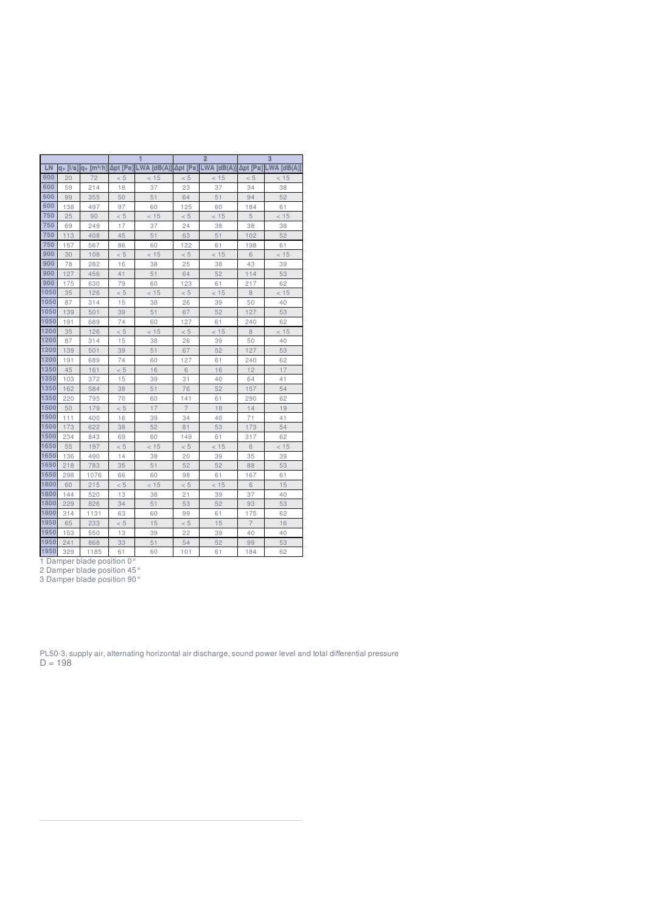| | | | 1 | | 2 | | 3 | |
|---|---|---|---|---|---|---|---|---|
| LN | $q_v$ [l/s] | $q_v$ [m³/h] | Δpt [Pa] | LWA [dB(A)] | Δpt [Pa] | LWA [dB(A)] | Δpt [Pa] | LWA [dB(A)] |
| 600 | 20 | 72 | < 5 | < 15 | < 5 | < 15 | < 5 | < 15 |
| 600 | 59 | 214 | 18 | 37 | 23 | 37 | 34 | 38 |
| 600 | 99 | 355 | 50 | 51 | 64 | 51 | 94 | 52 |
| 600 | 138 | 497 | 97 | 60 | 125 | 60 | 184 | 61 |
| 750 | 25 | 90 | < 5 | < 15 | < 5 | < 15 | 5 | < 15 |
| 750 | 69 | 249 | 17 | 37 | 24 | 38 | 38 | 38 |
| 750 | 113 | 408 | 45 | 51 | 63 | 51 | 102 | 52 |
| 750 | 157 | 567 | 86 | 60 | 122 | 61 | 198 | 61 |
| 900 | 30 | 108 | < 5 | < 15 | < 5 | < 15 | 6 | < 15 |
| 900 | 78 | 282 | 16 | 38 | 25 | 38 | 43 | 39 |
| 900 | 127 | 456 | 41 | 51 | 64 | 52 | 114 | 53 |
| 900 | 175 | 630 | 79 | 60 | 123 | 61 | 217 | 62 |
| 1050 | 35 | 126 | < 5 | < 15 | < 5 | < 15 | 8 | < 15 |
| 1050 | 87 | 314 | 15 | 38 | 26 | 39 | 50 | 40 |
| 1050 | 139 | 501 | 39 | 51 | 67 | 52 | 127 | 53 |
| 1050 | 191 | 689 | 74 | 60 | 127 | 61 | 240 | 62 |
| 1200 | 35 | 126 | < 5 | < 15 | < 5 | < 15 | 8 | < 15 |
| 1200 | 87 | 314 | 15 | 38 | 26 | 39 | 50 | 40 |
| 1200 | 139 | 501 | 39 | 51 | 67 | 52 | 127 | 53 |
| 1200 | 191 | 689 | 74 | 60 | 127 | 61 | 240 | 62 |
| 1350 | 45 | 161 | < 5 | 16 | 6 | 16 | 12 | 17 |
| 1350 | 103 | 372 | 15 | 39 | 31 | 40 | 64 | 41 |
| 1350 | 162 | 584 | 38 | 51 | 76 | 52 | 157 | 54 |
| 1350 | 220 | 795 | 70 | 60 | 141 | 61 | 290 | 62 |
| 1500 | 50 | 179 | < 5 | 17 | 7 | 18 | 14 | 19 |
| 1500 | 111 | 400 | 16 | 39 | 34 | 40 | 71 | 41 |
| 1500 | 173 | 622 | 38 | 52 | 81 | 53 | 173 | 54 |
| 1500 | 234 | 843 | 69 | 60 | 149 | 61 | 317 | 62 |
| 1650 | 55 | 197 | < 5 | < 15 | < 5 | < 15 | 6 | < 15 |
| 1650 | 136 | 490 | 14 | 38 | 20 | 39 | 35 | 39 |
| 1650 | 218 | 783 | 35 | 51 | 52 | 52 | 88 | 53 |
| 1650 | 298 | 1076 | 66 | 60 | 98 | 61 | 167 | 61 |
| 1800 | 60 | 215 | < 5 | < 15 | < 5 | < 15 | 6 | 15 |
| 1800 | 144 | 520 | 13 | 38 | 21 | 39 | 37 | 40 |
| 1800 | 229 | 826 | 34 | 51 | 53 | 52 | 93 | 53 |
| 1800 | 314 | 1131 | 63 | 60 | 99 | 61 | 175 | 62 |
| 1950 | 65 | 233 | < 5 | 15 | < 5 | 15 | 7 | 16 |
| 1950 | 153 | 550 | 13 | 39 | 22 | 39 | 40 | 40 |
| 1950 | 241 | 868 | 33 | 51 | 54 | 52 | 99 | 53 |
| 1950 | 329 | 1185 | 61 | 60 | 101 | 61 | 184 | 62 |

1 Damper blade position 0°

2 Damper blade position 45°

3 Damper blade position 90°

PL50-3, supply air, alternating horizontal air discharge, sound power level and total differential pressure

D = 198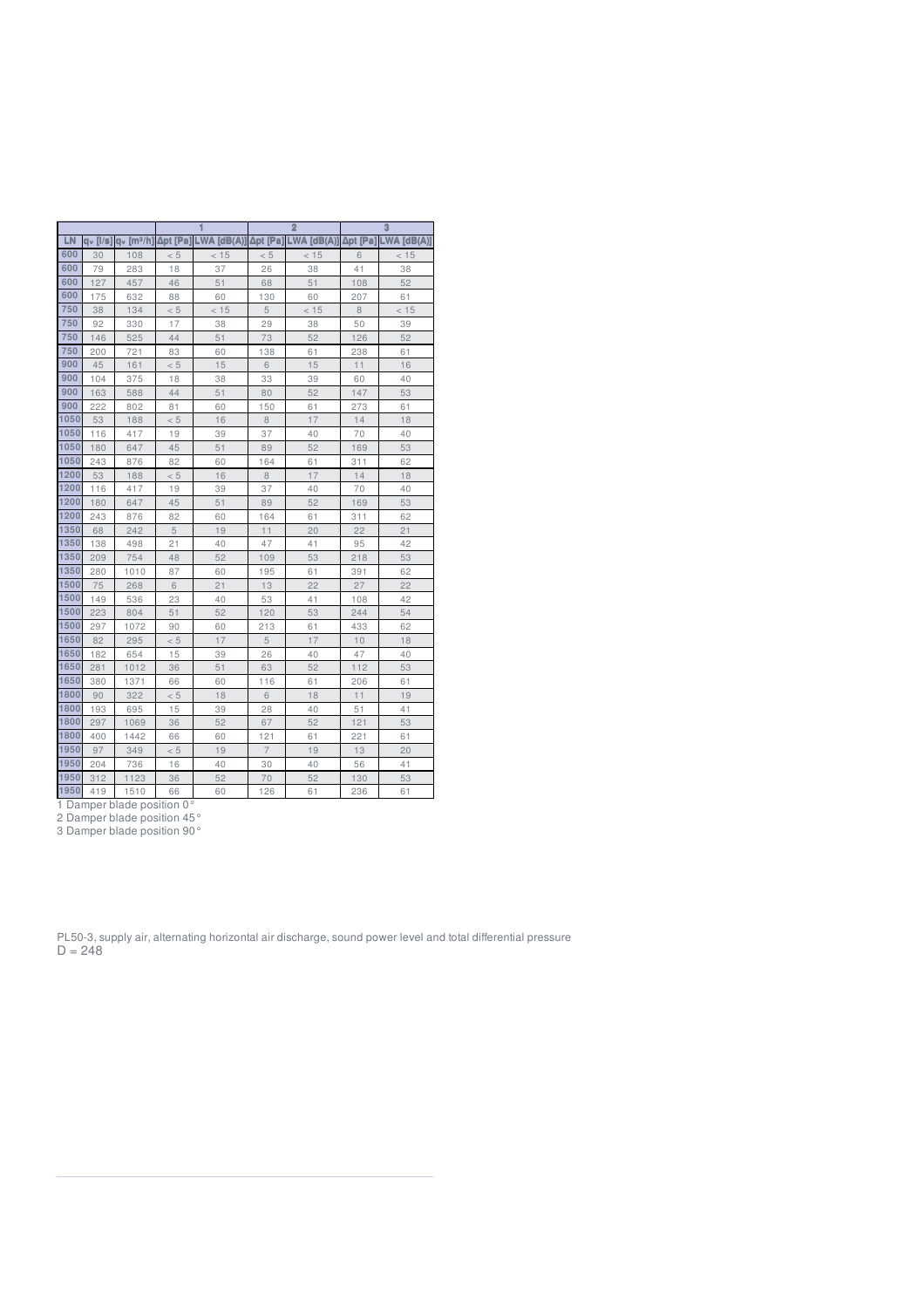| | | | 1 | | 2 | | 3 | |
|---|---|---|---|---|---|---|---|---|
| LN | $q_v$ [l/s] | $q_v$ [m³/h] | Δpt [Pa] | LWA [dB(A)] | Δpt [Pa] | LWA [dB(A)] | Δpt [Pa] | LWA [dB(A)] |
| 600 | 30 | 108 | < 5 | < 15 | < 5 | < 15 | 6 | < 15 |
| 600 | 79 | 283 | 18 | 37 | 26 | 38 | 41 | 38 |
| 600 | 127 | 457 | 46 | 51 | 68 | 51 | 108 | 52 |
| 600 | 175 | 632 | 88 | 60 | 130 | 60 | 207 | 61 |
| 750 | 38 | 134 | < 5 | < 15 | 5 | < 15 | 8 | < 15 |
| 750 | 92 | 330 | 17 | 38 | 29 | 38 | 50 | 39 |
| 750 | 146 | 525 | 44 | 51 | 73 | 52 | 126 | 52 |
| 750 | 200 | 721 | 83 | 60 | 138 | 61 | 238 | 61 |
| 900 | 45 | 161 | < 5 | 15 | 6 | 15 | 11 | 16 |
| 900 | 104 | 375 | 18 | 38 | 33 | 39 | 60 | 40 |
| 900 | 163 | 588 | 44 | 51 | 80 | 52 | 147 | 53 |
| 900 | 222 | 802 | 81 | 60 | 150 | 61 | 273 | 61 |
| 1050 | 53 | 188 | < 5 | 16 | 8 | 17 | 14 | 18 |
| 1050 | 116 | 417 | 19 | 39 | 37 | 40 | 70 | 40 |
| 1050 | 180 | 647 | 45 | 51 | 89 | 52 | 169 | 53 |
| 1050 | 243 | 876 | 82 | 60 | 164 | 61 | 311 | 62 |
| 1200 | 53 | 188 | < 5 | 16 | 8 | 17 | 14 | 18 |
| 1200 | 116 | 417 | 19 | 39 | 37 | 40 | 70 | 40 |
| 1200 | 180 | 647 | 45 | 51 | 89 | 52 | 169 | 53 |
| 1200 | 243 | 876 | 82 | 60 | 164 | 61 | 311 | 62 |
| 1350 | 68 | 242 | 5 | 19 | 11 | 20 | 22 | 21 |
| 1350 | 138 | 498 | 21 | 40 | 47 | 41 | 95 | 42 |
| 1350 | 209 | 754 | 48 | 52 | 109 | 53 | 218 | 53 |
| 1350 | 280 | 1010 | 87 | 60 | 195 | 61 | 391 | 62 |
| 1500 | 75 | 268 | 6 | 21 | 13 | 22 | 27 | 22 |
| 1500 | 149 | 536 | 23 | 40 | 53 | 41 | 108 | 42 |
| 1500 | 223 | 804 | 51 | 52 | 120 | 53 | 244 | 54 |
| 1500 | 297 | 1072 | 90 | 60 | 213 | 61 | 433 | 62 |
| 1650 | 82 | 295 | < 5 | 17 | 5 | 17 | 10 | 18 |
| 1650 | 182 | 654 | 15 | 39 | 26 | 40 | 47 | 40 |
| 1650 | 281 | 1012 | 36 | 51 | 63 | 52 | 112 | 53 |
| 1650 | 380 | 1371 | 66 | 60 | 116 | 61 | 206 | 61 |
| 1800 | 90 | 322 | < 5 | 18 | 6 | 18 | 11 | 19 |
| 1800 | 193 | 695 | 15 | 39 | 28 | 40 | 51 | 41 |
| 1800 | 297 | 1069 | 36 | 52 | 67 | 52 | 121 | 53 |
| 1800 | 400 | 1442 | 66 | 60 | 121 | 61 | 221 | 61 |
| 1950 | 97 | 349 | < 5 | 19 | 7 | 19 | 13 | 20 |
| 1950 | 204 | 736 | 16 | 40 | 30 | 40 | 56 | 41 |
| 1950 | 312 | 1123 | 36 | 52 | 70 | 52 | 130 | 53 |
| 1950 | 419 | 1510 | 66 | 60 | 126 | 61 | 236 | 61 |

1 Damper blade position 0°
2 Damper blade position 45°
3 Damper blade position 90°

PL50-3, supply air, alternating horizontal air discharge, sound power level and total differential pressure
D = 248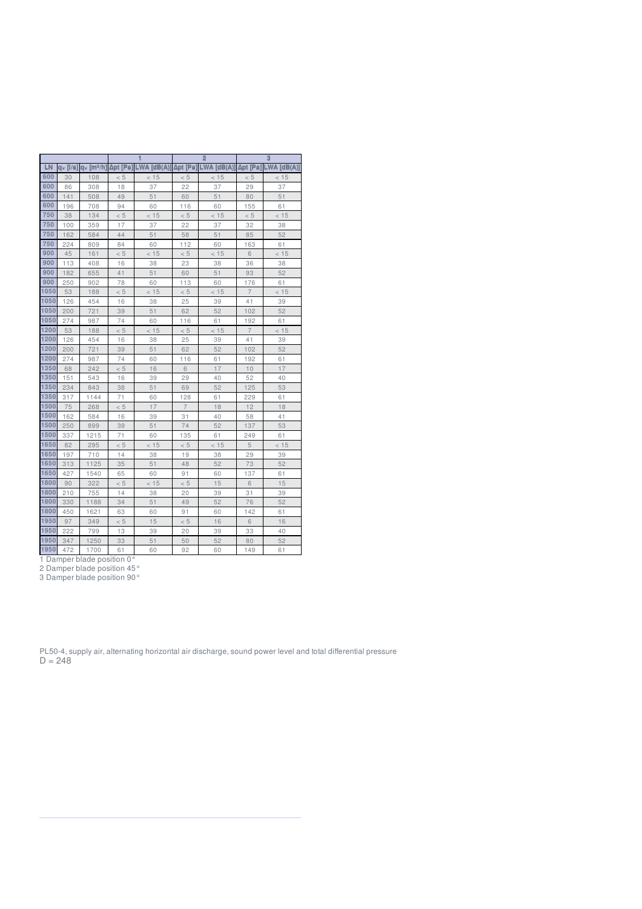| | | | 1 | | 2 | | 3 | |
|---|---|---|---|---|---|---|---|---|
| LN | $q_v$ [l/s] | $q_v$ [m³/h] | Δpt [Pa] | LWA [dB(A)] | Δpt [Pa] | LWA [dB(A)] | Δpt [Pa] | LWA [dB(A)] |
| 600 | 30 | 108 | < 5 | < 15 | < 5 | < 15 | < 5 | < 15 |
| 600 | 86 | 308 | 18 | 37 | 22 | 37 | 29 | 37 |
| 600 | 141 | 508 | 49 | 51 | 60 | 51 | 80 | 51 |
| 600 | 196 | 708 | 94 | 60 | 116 | 60 | 155 | 61 |
| 750 | 38 | 134 | < 5 | < 15 | < 5 | < 15 | < 5 | < 15 |
| 750 | 100 | 359 | 17 | 37 | 22 | 37 | 32 | 38 |
| 750 | 162 | 584 | 44 | 51 | 58 | 51 | 85 | 52 |
| 750 | 224 | 809 | 84 | 60 | 112 | 60 | 163 | 61 |
| 900 | 45 | 161 | < 5 | < 15 | < 5 | < 15 | 6 | < 15 |
| 900 | 113 | 408 | 16 | 38 | 23 | 38 | 36 | 38 |
| 900 | 182 | 655 | 41 | 51 | 60 | 51 | 93 | 52 |
| 900 | 250 | 902 | 78 | 60 | 113 | 60 | 176 | 61 |
| 1050 | 53 | 188 | < 5 | < 15 | < 5 | < 15 | 7 | < 15 |
| 1050 | 126 | 454 | 16 | 38 | 25 | 39 | 41 | 39 |
| 1050 | 200 | 721 | 39 | 51 | 62 | 52 | 102 | 52 |
| 1050 | 274 | 987 | 74 | 60 | 116 | 61 | 192 | 61 |
| 1200 | 53 | 188 | < 5 | < 15 | < 5 | < 15 | 7 | < 15 |
| 1200 | 126 | 454 | 16 | 38 | 25 | 39 | 41 | 39 |
| 1200 | 200 | 721 | 39 | 51 | 62 | 52 | 102 | 52 |
| 1200 | 274 | 987 | 74 | 60 | 116 | 61 | 192 | 61 |
| 1350 | 68 | 242 | < 5 | 16 | 6 | 17 | 10 | 17 |
| 1350 | 151 | 543 | 16 | 39 | 29 | 40 | 52 | 40 |
| 1350 | 234 | 843 | 38 | 51 | 69 | 52 | 125 | 53 |
| 1350 | 317 | 1144 | 71 | 60 | 128 | 61 | 229 | 61 |
| 1500 | 75 | 268 | < 5 | 17 | 7 | 18 | 12 | 18 |
| 1500 | 162 | 584 | 16 | 39 | 31 | 40 | 58 | 41 |
| 1500 | 250 | 899 | 39 | 51 | 74 | 52 | 137 | 53 |
| 1500 | 337 | 1215 | 71 | 60 | 135 | 61 | 249 | 61 |
| 1650 | 82 | 295 | < 5 | < 15 | < 5 | < 15 | 5 | < 15 |
| 1650 | 197 | 710 | 14 | 38 | 19 | 38 | 29 | 39 |
| 1650 | 313 | 1125 | 35 | 51 | 48 | 52 | 73 | 52 |
| 1650 | 427 | 1540 | 65 | 60 | 91 | 60 | 137 | 61 |
| 1800 | 90 | 322 | < 5 | < 15 | < 5 | 15 | 6 | 15 |
| 1800 | 210 | 755 | 14 | 38 | 20 | 39 | 31 | 39 |
| 1800 | 330 | 1188 | 34 | 51 | 49 | 52 | 76 | 52 |
| 1800 | 450 | 1621 | 63 | 60 | 91 | 60 | 142 | 61 |
| 1950 | 97 | 349 | < 5 | 15 | < 5 | 16 | 6 | 16 |
| 1950 | 222 | 799 | 13 | 39 | 20 | 39 | 33 | 40 |
| 1950 | 347 | 1250 | 33 | 51 | 50 | 52 | 80 | 52 |
| 1950 | 472 | 1700 | 61 | 60 | 92 | 60 | 149 | 61 |

1 Damper blade position 0°

2 Damper blade position 45°

3 Damper blade position 90°

PL50-4, supply air, alternating horizontal air discharge, sound power level and total differential pressure

D = 248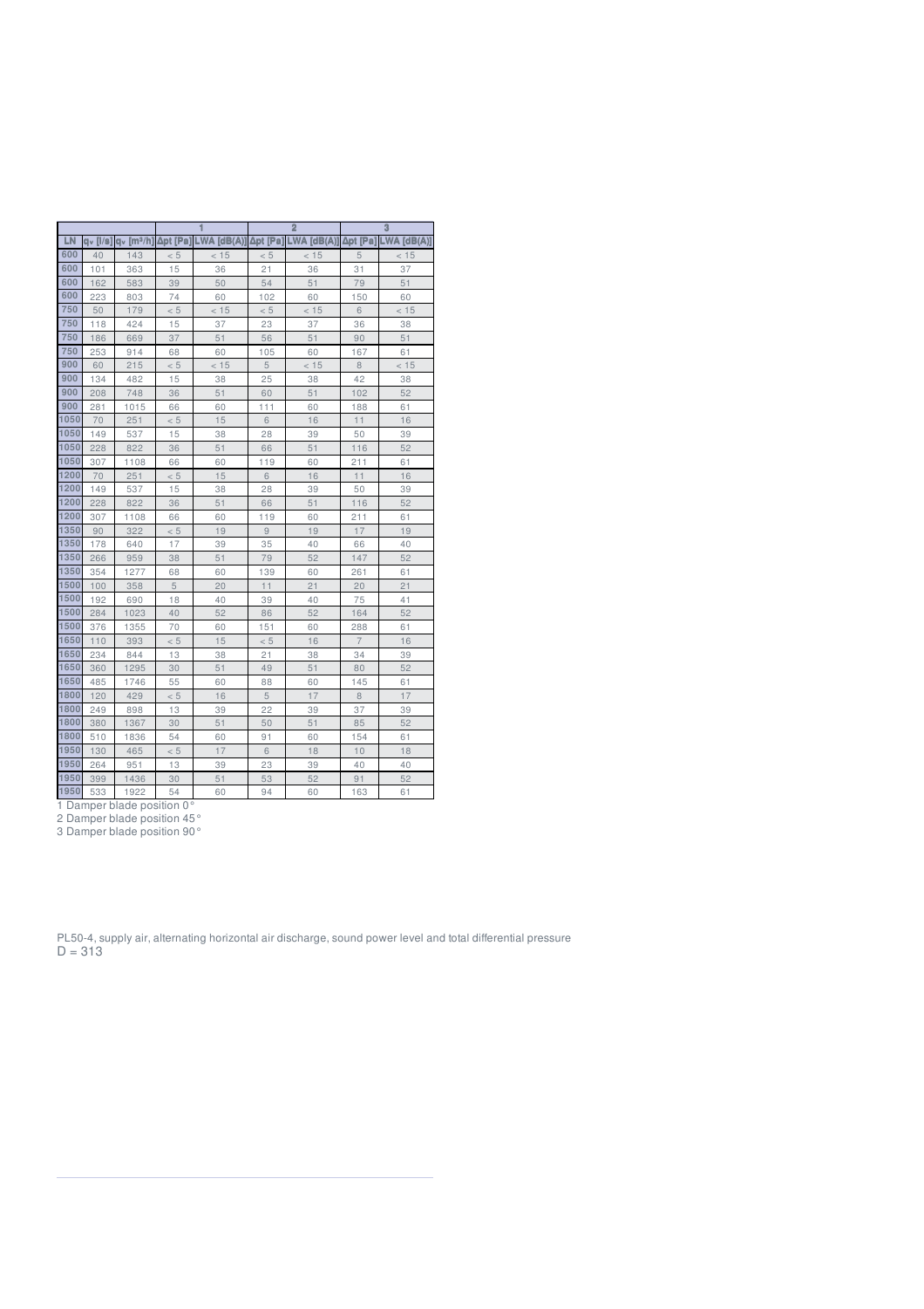| | | | 1 | | 2 | | 3 | |
|---|---|---|---|---|---|---|---|---|
| LN | $q_v$ [l/s] | $q_v$ [m³/h] | Δpt [Pa] | LWA [dB(A)] | Δpt [Pa] | LWA [dB(A)] | Δpt [Pa] | LWA [dB(A)] |
| 600 | 40 | 143 | < 5 | < 15 | < 5 | < 15 | 5 | < 15 |
| 600 | 101 | 363 | 15 | 36 | 21 | 36 | 31 | 37 |
| 600 | 162 | 583 | 39 | 50 | 54 | 51 | 79 | 51 |
| 600 | 223 | 803 | 74 | 60 | 102 | 60 | 150 | 60 |
| 750 | 50 | 179 | < 5 | < 15 | < 5 | < 15 | 6 | < 15 |
| 750 | 118 | 424 | 15 | 37 | 23 | 37 | 36 | 38 |
| 750 | 186 | 669 | 37 | 51 | 56 | 51 | 90 | 51 |
| 750 | 253 | 914 | 68 | 60 | 105 | 60 | 167 | 61 |
| 900 | 60 | 215 | < 5 | < 15 | 5 | < 15 | 8 | < 15 |
| 900 | 134 | 482 | 15 | 38 | 25 | 38 | 42 | 38 |
| 900 | 208 | 748 | 36 | 51 | 60 | 51 | 102 | 52 |
| 900 | 281 | 1015 | 66 | 60 | 111 | 60 | 188 | 61 |
| 1050 | 70 | 251 | < 5 | 15 | 6 | 16 | 11 | 16 |
| 1050 | 149 | 537 | 15 | 38 | 28 | 39 | 50 | 39 |
| 1050 | 228 | 822 | 36 | 51 | 66 | 51 | 116 | 52 |
| 1050 | 307 | 1108 | 66 | 60 | 119 | 60 | 211 | 61 |
| 1200 | 70 | 251 | < 5 | 15 | 6 | 16 | 11 | 16 |
| 1200 | 149 | 537 | 15 | 38 | 28 | 39 | 50 | 39 |
| 1200 | 228 | 822 | 36 | 51 | 66 | 51 | 116 | 52 |
| 1200 | 307 | 1108 | 66 | 60 | 119 | 60 | 211 | 61 |
| 1350 | 90 | 322 | < 5 | 19 | 9 | 19 | 17 | 19 |
| 1350 | 178 | 640 | 17 | 39 | 35 | 40 | 66 | 40 |
| 1350 | 266 | 959 | 38 | 51 | 79 | 52 | 147 | 52 |
| 1350 | 354 | 1277 | 68 | 60 | 139 | 60 | 261 | 61 |
| 1500 | 100 | 358 | 5 | 20 | 11 | 21 | 20 | 21 |
| 1500 | 192 | 690 | 18 | 40 | 39 | 40 | 75 | 41 |
| 1500 | 284 | 1023 | 40 | 52 | 86 | 52 | 164 | 52 |
| 1500 | 376 | 1355 | 70 | 60 | 151 | 60 | 288 | 61 |
| 1650 | 110 | 393 | < 5 | 15 | < 5 | 16 | 7 | 16 |
| 1650 | 234 | 844 | 13 | 38 | 21 | 38 | 34 | 39 |
| 1650 | 360 | 1295 | 30 | 51 | 49 | 51 | 80 | 52 |
| 1650 | 485 | 1746 | 55 | 60 | 88 | 60 | 145 | 61 |
| 1800 | 120 | 429 | < 5 | 16 | 5 | 17 | 8 | 17 |
| 1800 | 249 | 898 | 13 | 39 | 22 | 39 | 37 | 39 |
| 1800 | 380 | 1367 | 30 | 51 | 50 | 51 | 85 | 52 |
| 1800 | 510 | 1836 | 54 | 60 | 91 | 60 | 154 | 61 |
| 1950 | 130 | 465 | < 5 | 17 | 6 | 18 | 10 | 18 |
| 1950 | 264 | 951 | 13 | 39 | 23 | 39 | 40 | 40 |
| 1950 | 399 | 1436 | 30 | 51 | 53 | 52 | 91 | 52 |
| 1950 | 533 | 1922 | 54 | 60 | 94 | 60 | 163 | 61 |

1 Damper blade position 0°
2 Damper blade position 45°
3 Damper blade position 90°

PL50-4, supply air, alternating horizontal air discharge, sound power level and total differential pressure
D = 313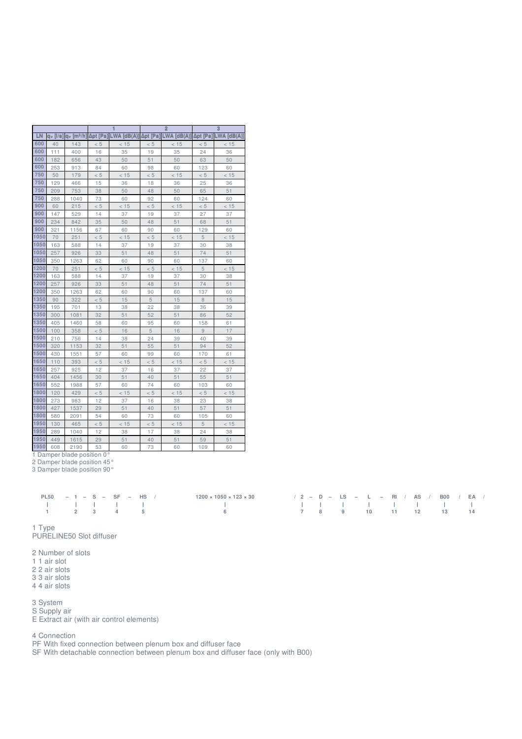| LN | $q_v$ [l/s] | $q_v$ [m³/h] | 1 | | 2 | | 3 | |
|---|---|---|---|---|---|---|---|---|
| | | | Δpt [Pa] | LWA [dB(A)] | Δpt [Pa] | LWA [dB(A)] | Δpt [Pa] | LWA [dB(A)] |
| 600 | 40 | 143 | < 5 | < 15 | < 5 | < 15 | < 5 | < 15 |
| 600 | 111 | 400 | 16 | 35 | 19 | 35 | 24 | 36 |
| 600 | 182 | 656 | 43 | 50 | 51 | 50 | 63 | 50 |
| 600 | 253 | 913 | 84 | 60 | 98 | 60 | 123 | 60 |
| 750 | 50 | 179 | < 5 | < 15 | < 5 | < 15 | < 5 | < 15 |
| 750 | 129 | 466 | 15 | 36 | 18 | 36 | 25 | 36 |
| 750 | 209 | 753 | 38 | 50 | 48 | 50 | 65 | 51 |
| 750 | 288 | 1040 | 73 | 60 | 92 | 60 | 124 | 60 |
| 900 | 60 | 215 | < 5 | < 15 | < 5 | < 15 | < 5 | < 15 |
| 900 | 147 | 529 | 14 | 37 | 19 | 37 | 27 | 37 |
| 900 | 234 | 842 | 35 | 50 | 48 | 51 | 68 | 51 |
| 900 | 321 | 1156 | 67 | 60 | 90 | 60 | 129 | 60 |
| 1050 | 70 | 251 | < 5 | < 15 | < 5 | < 15 | 5 | < 15 |
| 1050 | 163 | 588 | 14 | 37 | 19 | 37 | 30 | 38 |
| 1050 | 257 | 926 | 33 | 51 | 48 | 51 | 74 | 51 |
| 1050 | 350 | 1263 | 62 | 60 | 90 | 60 | 137 | 60 |
| 1200 | 70 | 251 | < 5 | < 15 | < 5 | < 15 | 5 | < 15 |
| 1200 | 163 | 588 | 14 | 37 | 19 | 37 | 30 | 38 |
| 1200 | 257 | 926 | 33 | 51 | 48 | 51 | 74 | 51 |
| 1200 | 350 | 1263 | 62 | 60 | 90 | 60 | 137 | 60 |
| 1350 | 90 | 322 | < 5 | 15 | 5 | 15 | 8 | 15 |
| 1350 | 195 | 701 | 13 | 38 | 22 | 38 | 36 | 39 |
| 1350 | 300 | 1081 | 32 | 51 | 52 | 51 | 86 | 52 |
| 1350 | 405 | 1460 | 58 | 60 | 95 | 60 | 158 | 61 |
| 1500 | 100 | 358 | < 5 | 16 | 5 | 16 | 9 | 17 |
| 1500 | 210 | 756 | 14 | 38 | 24 | 39 | 40 | 39 |
| 1500 | 320 | 1153 | 32 | 51 | 55 | 51 | 94 | 52 |
| 1500 | 430 | 1551 | 57 | 60 | 99 | 60 | 170 | 61 |
| 1650 | 110 | 393 | < 5 | < 15 | < 5 | < 15 | < 5 | < 15 |
| 1650 | 257 | 925 | 12 | 37 | 16 | 37 | 22 | 37 |
| 1650 | 404 | 1456 | 30 | 51 | 40 | 51 | 55 | 51 |
| 1650 | 552 | 1988 | 57 | 60 | 74 | 60 | 103 | 60 |
| 1800 | 120 | 429 | < 5 | < 15 | < 5 | < 15 | < 5 | < 15 |
| 1800 | 273 | 983 | 12 | 37 | 16 | 38 | 23 | 38 |
| 1800 | 427 | 1537 | 29 | 51 | 40 | 51 | 57 | 51 |
| 1800 | 580 | 2091 | 54 | 60 | 73 | 60 | 105 | 60 |
| 1950 | 130 | 465 | < 5 | < 15 | < 5 | < 15 | 5 | < 15 |
| 1950 | 289 | 1040 | 12 | 38 | 17 | 38 | 24 | 38 |
| 1950 | 449 | 1615 | 29 | 51 | 40 | 51 | 59 | 51 |
| 1950 | 608 | 2190 | 53 | 60 | 73 | 60 | 109 | 60 |

1 Damper blade position 0°
2 Damper blade position 45°
3 Damper blade position 90°

```
PL50 – 1 – S – SF – HS / 1200 × 1050 × 123 × 30 / 2 – D – LS – L – RI / AS / B00 / EA /
 |     |   |   |    |              |               |   |   |    |   |    |    |     |
 1     2   3   4    5              6               7   8   9    10  11   12   13    14
```

1 Type
PURELINE50 Slot diffuser

2 Number of slots
1 1 air slot
2 2 air slots
3 3 air slots
4 4 air slots

3 System
S Supply air
E Extract air (with air control elements)

4 Connection
PF With fixed connection between plenum box and diffuser face
SF With detachable connection between plenum box and diffuser face (only with B00)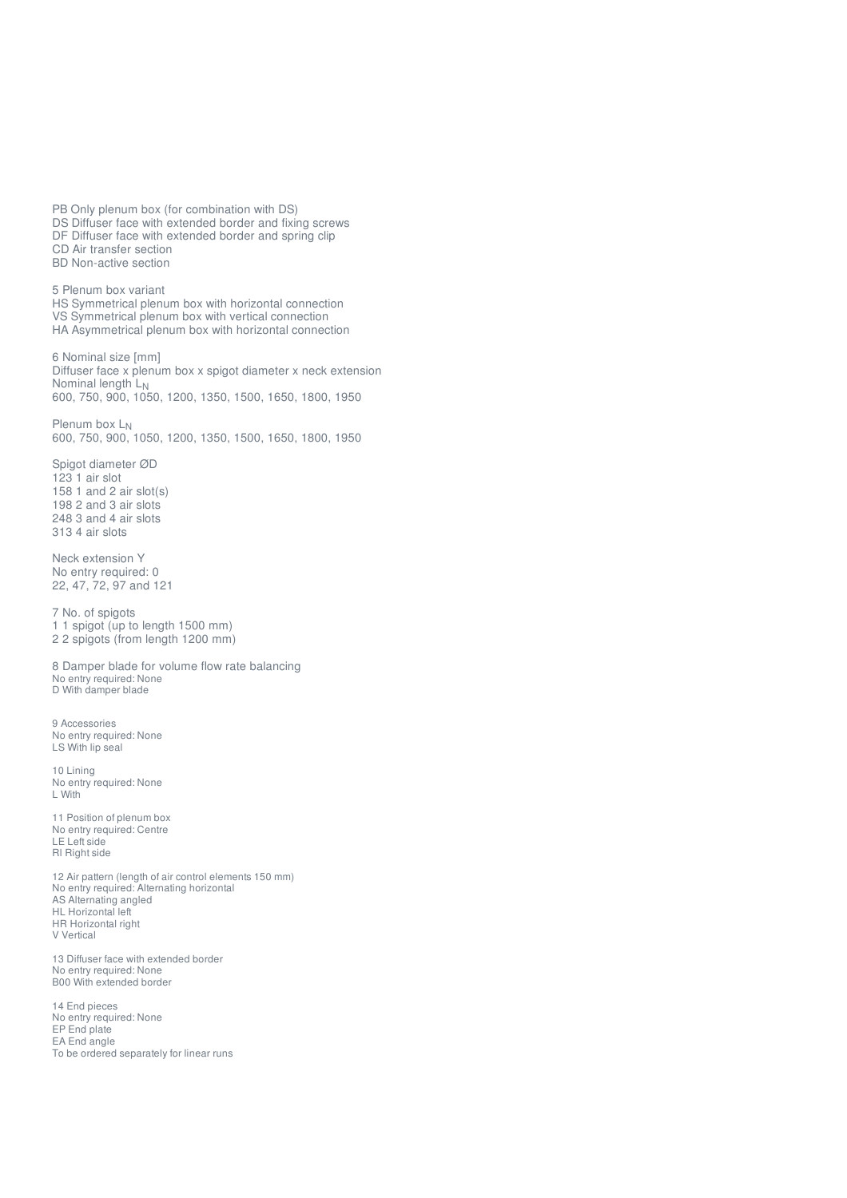PB Only plenum box (for combination with DS)
DS Diffuser face with extended border and fixing screws
DF Diffuser face with extended border and spring clip
CD Air transfer section
BD Non-active section

5 Plenum box variant
HS Symmetrical plenum box with horizontal connection
VS Symmetrical plenum box with vertical connection
HA Asymmetrical plenum box with horizontal connection

6 Nominal size [mm]
Diffuser face x plenum box x spigot diameter x neck extension
Nominal length $L_N$
600, 750, 900, 1050, 1200, 1350, 1500, 1650, 1800, 1950

Plenum box $L_N$
600, 750, 900, 1050, 1200, 1350, 1500, 1650, 1800, 1950

Spigot diameter ØD
123 1 air slot
158 1 and 2 air slot(s)
198 2 and 3 air slots
248 3 and 4 air slots
313 4 air slots

Neck extension Y
No entry required: 0
22, 47, 72, 97 and 121

7 No. of spigots
1 1 spigot (up to length 1500 mm)
2 2 spigots (from length 1200 mm)

8 Damper blade for volume flow rate balancing
No entry required: None
D With damper blade

9 Accessories
No entry required: None
LS With lip seal

10 Lining
No entry required: None
L With

11 Position of plenum box
No entry required: Centre
LE Left side
RI Right side

12 Air pattern (length of air control elements 150 mm)
No entry required: Alternating horizontal
AS Alternating angled
HL Horizontal left
HR Horizontal right
V Vertical

13 Diffuser face with extended border
No entry required: None
B00 With extended border

14 End pieces
No entry required: None
EP End plate
EA End angle
To be ordered separately for linear runs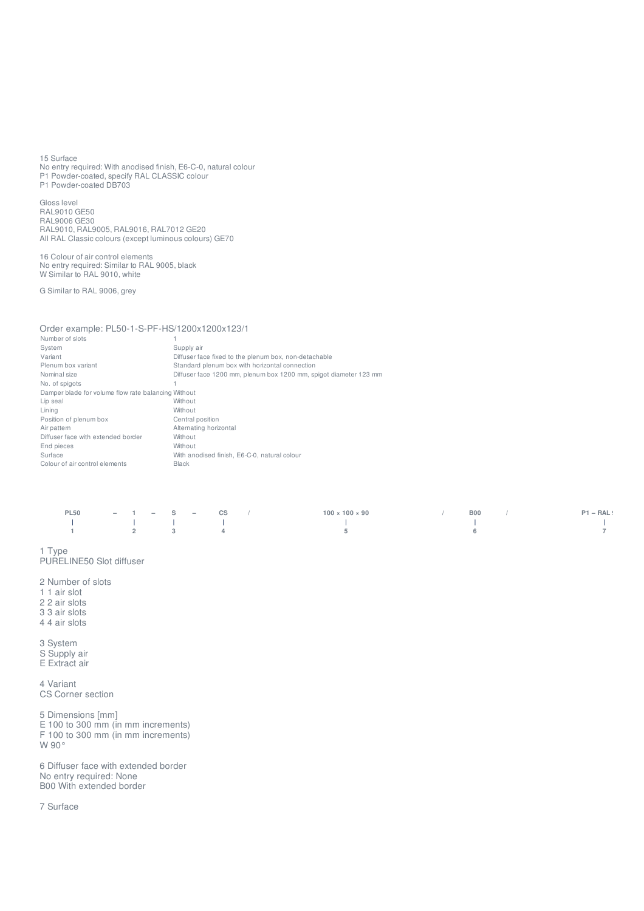15 Surface
No entry required: With anodised finish, E6-C-0, natural colour
P1 Powder-coated, specify RAL CLASSIC colour
P1 Powder-coated DB703

Gloss level
RAL9010 GE50
RAL9006 GE30
RAL9010, RAL9005, RAL9016, RAL7012 GE20
All RAL Classic colours (except luminous colours) GE70

16 Colour of air control elements
No entry required: Similar to RAL 9005, black
W Similar to RAL 9010, white

G Similar to RAL 9006, grey

Order example: PL50-1-S-PF-HS/1200x1200x123/1

| | |
|---|---|
| Number of slots | 1 |
| System | Supply air |
| Variant | Diffuser face fixed to the plenum box, non-detachable |
| Plenum box variant | Standard plenum box with horizontal connection |
| Nominal size | Diffuser face 1200 mm, plenum box 1200 mm, spigot diameter 123 mm |
| No. of spigots | 1 |
| Damper blade for volume flow rate balancing | Without |
| Lip seal | Without |
| Lining | Without |
| Position of plenum box | Central position |
| Air pattern | Alternating horizontal |
| Diffuser face with extended border | Without |
| End pieces | Without |
| Surface | With anodised finish, E6-C-0, natural colour |
| Colour of air control elements | Black |

| PL50 | – | 1 | – | S | – | CS | / | 100 × 100 × 90 | / | B00 | / | P1 – RAL ! |
|---|---|---|---|---|---|---|---|---|---|---|---|---|
| \| | | \| | | \| | | \| | | \| | | \| | | \| |
| 1 | | 2 | | 3 | | 4 | | 5 | | 6 | | 7 |

1 Type
PURELINE50 Slot diffuser

2 Number of slots
1 1 air slot
2 2 air slots
3 3 air slots
4 4 air slots

3 System
S Supply air
E Extract air

4 Variant
CS Corner section

5 Dimensions [mm]
E 100 to 300 mm (in mm increments)
F 100 to 300 mm (in mm increments)
W 90°

6 Diffuser face with extended border
No entry required: None
B00 With extended border

7 Surface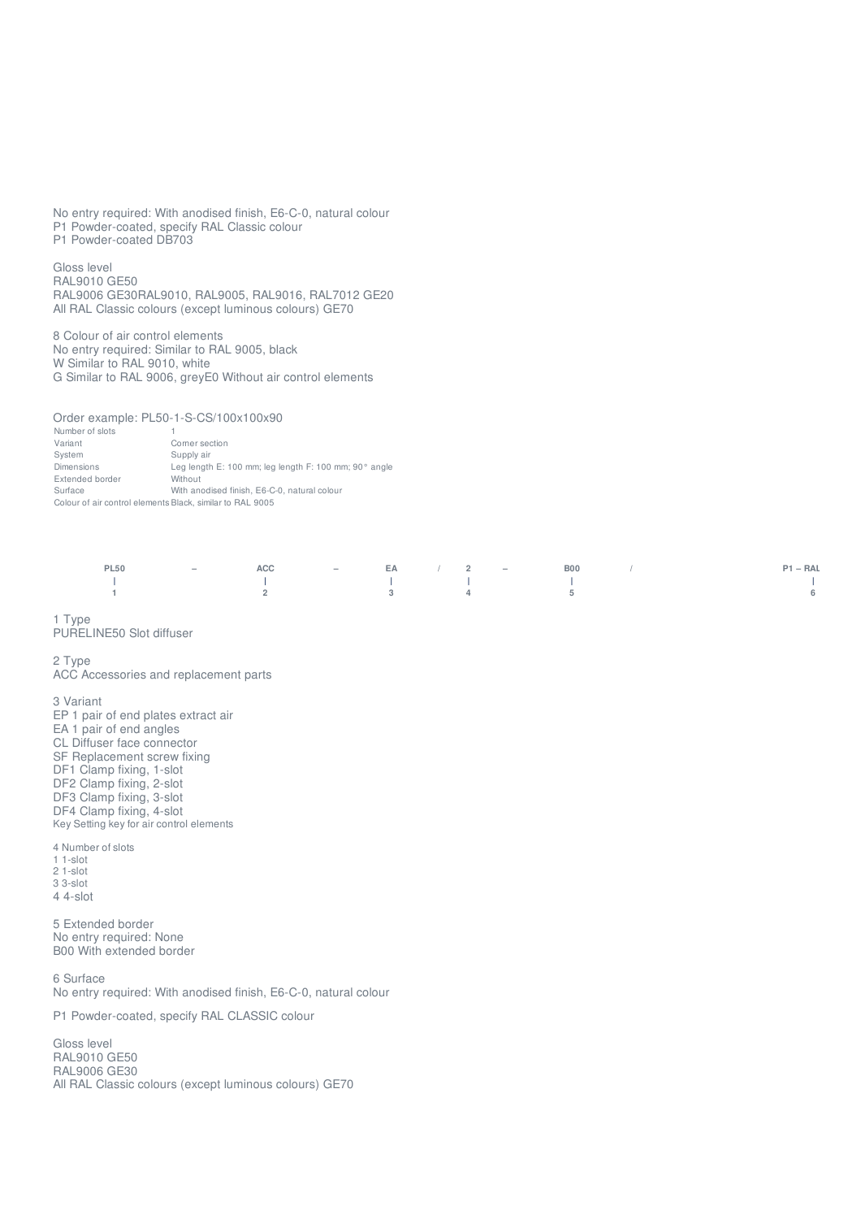No entry required: With anodised finish, E6-C-0, natural colour
P1 Powder-coated, specify RAL Classic colour
P1 Powder-coated DB703

Gloss level
RAL9010 GE50
RAL9006 GE30RAL9010, RAL9005, RAL9016, RAL7012 GE20
All RAL Classic colours (except luminous colours) GE70

8 Colour of air control elements
No entry required: Similar to RAL 9005, black
W Similar to RAL 9010, white
G Similar to RAL 9006, greyE0 Without air control elements

Order example: PL50-1-S-CS/100x100x90

| | |
|---|---|
| Number of slots | 1 |
| Variant | Corner section |
| System | Supply air |
| Dimensions | Leg length E: 100 mm; leg length F: 100 mm; 90° angle |
| Extended border | Without |
| Surface | With anodised finish, E6-C-0, natural colour |
| Colour of air control elements | Black, similar to RAL 9005 |

| PL50 | – | ACC | – | EA | / | 2 | – | B00 | / | P1 – RAL |
|---|---|---|---|---|---|---|---|---|---|---|
| \| | | \| | | \| | | \| | | \| | | \| |
| 1 | | 2 | | 3 | | 4 | | 5 | | 6 |

1 Type
PURELINE50 Slot diffuser

2 Type
ACC Accessories and replacement parts

3 Variant
EP 1 pair of end plates extract air
EA 1 pair of end angles
CL Diffuser face connector
SF Replacement screw fixing
DF1 Clamp fixing, 1-slot
DF2 Clamp fixing, 2-slot
DF3 Clamp fixing, 3-slot
DF4 Clamp fixing, 4-slot
Key Setting key for air control elements

4 Number of slots
1 1-slot
2 1-slot
3 3-slot
4 4-slot

5 Extended border
No entry required: None
B00 With extended border

6 Surface
No entry required: With anodised finish, E6-C-0, natural colour

P1 Powder-coated, specify RAL CLASSIC colour

Gloss level
RAL9010 GE50
RAL9006 GE30
All RAL Classic colours (except luminous colours) GE70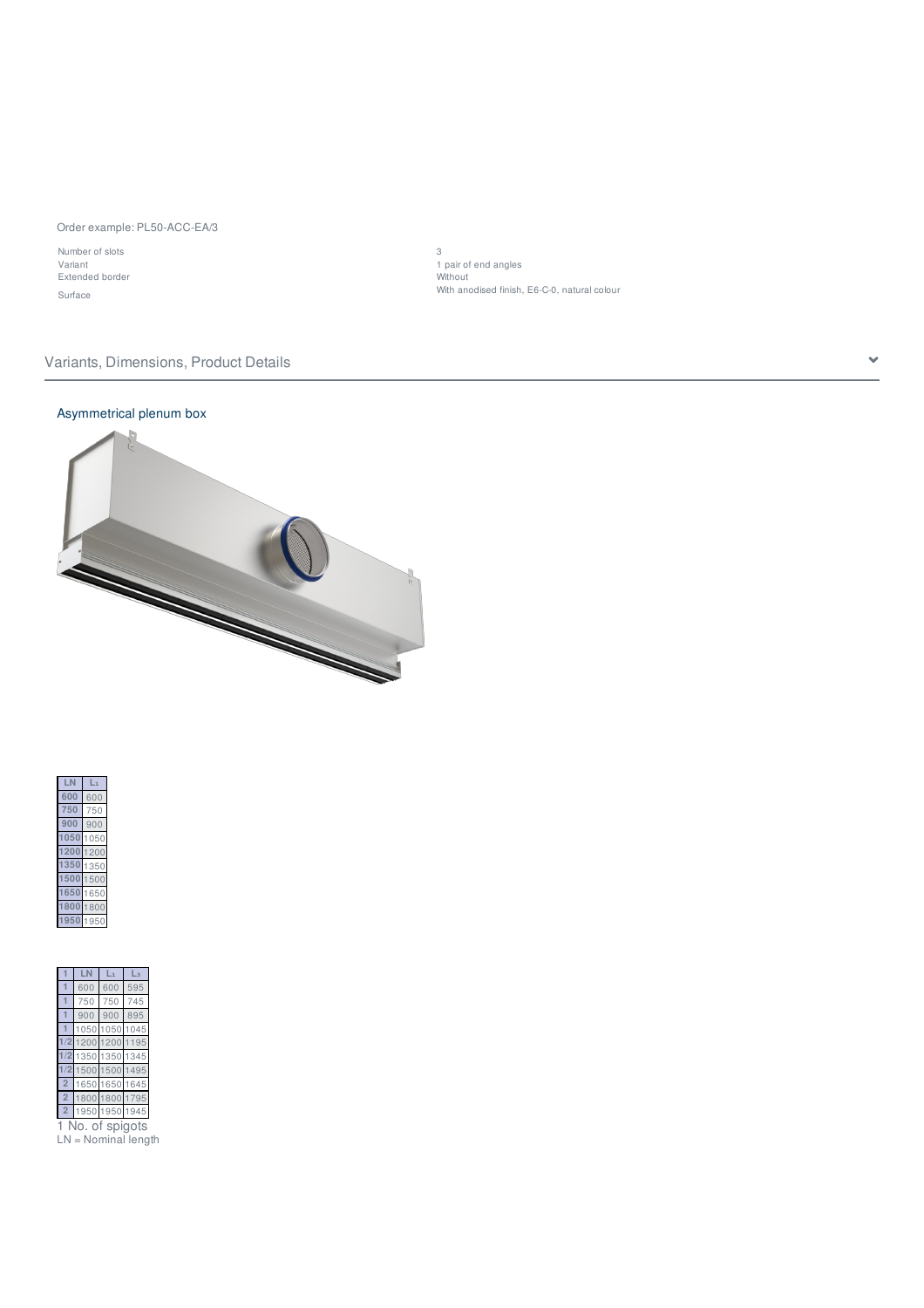Order example: PL50-ACC-EA/3

| | |
|---|---|
| Number of slots | 3 |
| Variant | 1 pair of end angles |
| Extended border | Without |
| Surface | With anodised finish, E6-C-0, natural colour |

## Variants, Dimensions, Product Details

### Asymmetrical plenum box

| LN | $L_1$ |
|---|---|
| 600 | 600 |
| 750 | 750 |
| 900 | 900 |
| 1050 | 1050 |
| 1200 | 1200 |
| 1350 | 1350 |
| 1500 | 1500 |
| 1650 | 1650 |
| 1800 | 1800 |
| 1950 | 1950 |

| 1 | LN | $L_1$ | $L_3$ |
|---|---|---|---|
| 1 | 600 | 600 | 595 |
| 1 | 750 | 750 | 745 |
| 1 | 900 | 900 | 895 |
| 1 | 1050 | 1050 | 1045 |
| 1/2 | 1200 | 1200 | 1195 |
| 1/2 | 1350 | 1350 | 1345 |
| 1/2 | 1500 | 1500 | 1495 |
| 2 | 1650 | 1650 | 1645 |
| 2 | 1800 | 1800 | 1795 |
| 2 | 1950 | 1950 | 1945 |

1 No. of spigots
LN = Nominal length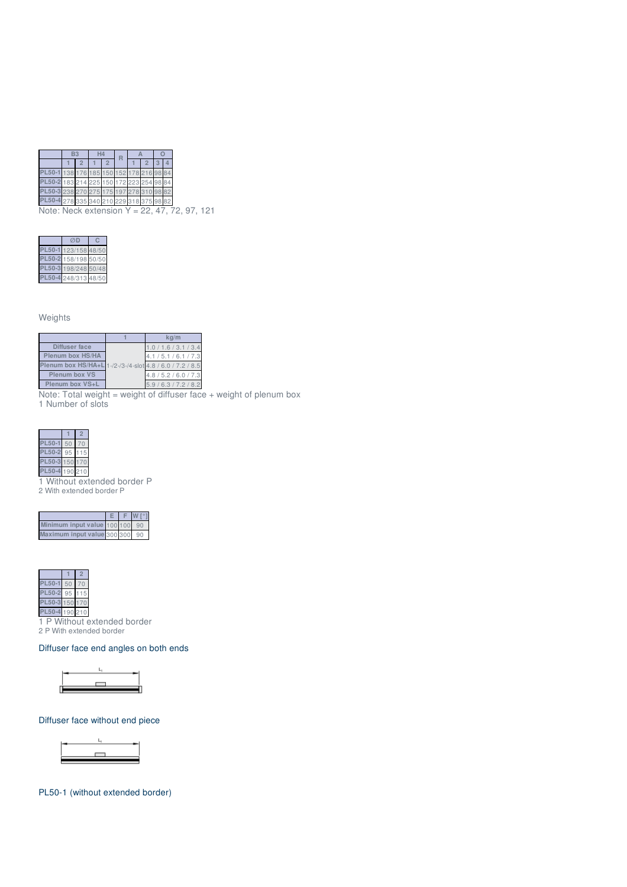| | B3 | | H4 | | R | A | | O | |
|---|---|---|---|---|---|---|---|---|---|
| | 1 | 2 | 1 | 2 | | 1 | 2 | 3 | 4 |
| PL50-1 | 138 | 176 | 185 | 150 | 152 | 178 | 216 | 98 | 84 |
| PL50-2 | 183 | 214 | 225 | 150 | 172 | 223 | 254 | 98 | 84 |
| PL50-3 | 238 | 270 | 275 | 175 | 197 | 278 | 310 | 98 | 82 |
| PL50-4 | 278 | 335 | 340 | 210 | 229 | 318 | 375 | 98 | 82 |

Note: Neck extension Y = 22, 47, 72, 97, 121

| | ∅D | C |
|---|---|---|
| PL50-1 | 123/158 | 48/50 |
| PL50-2 | 158/198 | 50/50 |
| PL50-3 | 198/248 | 50/48 |
| PL50-4 | 248/313 | 48/50 |

Weights

| | 1 | kg/m |
|---|---|---|
| Diffuser face | 1-/2-/3-/4-slot | 1.0 / 1.6 / 3.1 / 3.4 |
| Plenum box HS/HA | | 4.1 / 5.1 / 6.1 / 7.3 |
| Plenum box HS/HA+L | | 4.8 / 6.0 / 7.2 / 8.5 |
| Plenum box VS | | 4.8 / 5.2 / 6.0 / 7.3 |
| Plenum box VS+L | | 5.9 / 6.3 / 7.2 / 8.2 |

Note: Total weight = weight of diffuser face + weight of plenum box
1 Number of slots

| | 1 | 2 |
|---|---|---|
| PL50-1 | 50 | 70 |
| PL50-2 | 95 | 115 |
| PL50-3 | 150 | 170 |
| PL50-4 | 190 | 210 |

1 Without extended border P
2 With extended border P

| | E | F | W [°] |
|---|---|---|---|
| Minimum input value | 100 | 100 | 90 |
| Maximum input value | 300 | 300 | 90 |

| | 1 | 2 |
|---|---|---|
| PL50-1 | 50 | 70 |
| PL50-2 | 95 | 115 |
| PL50-3 | 150 | 170 |
| PL50-4 | 190 | 210 |

1 P Without extended border
2 P With extended border

### Diffuser face end angles on both ends

$L_1$

### Diffuser face without end piece

$L_1$

### PL50-1 (without extended border)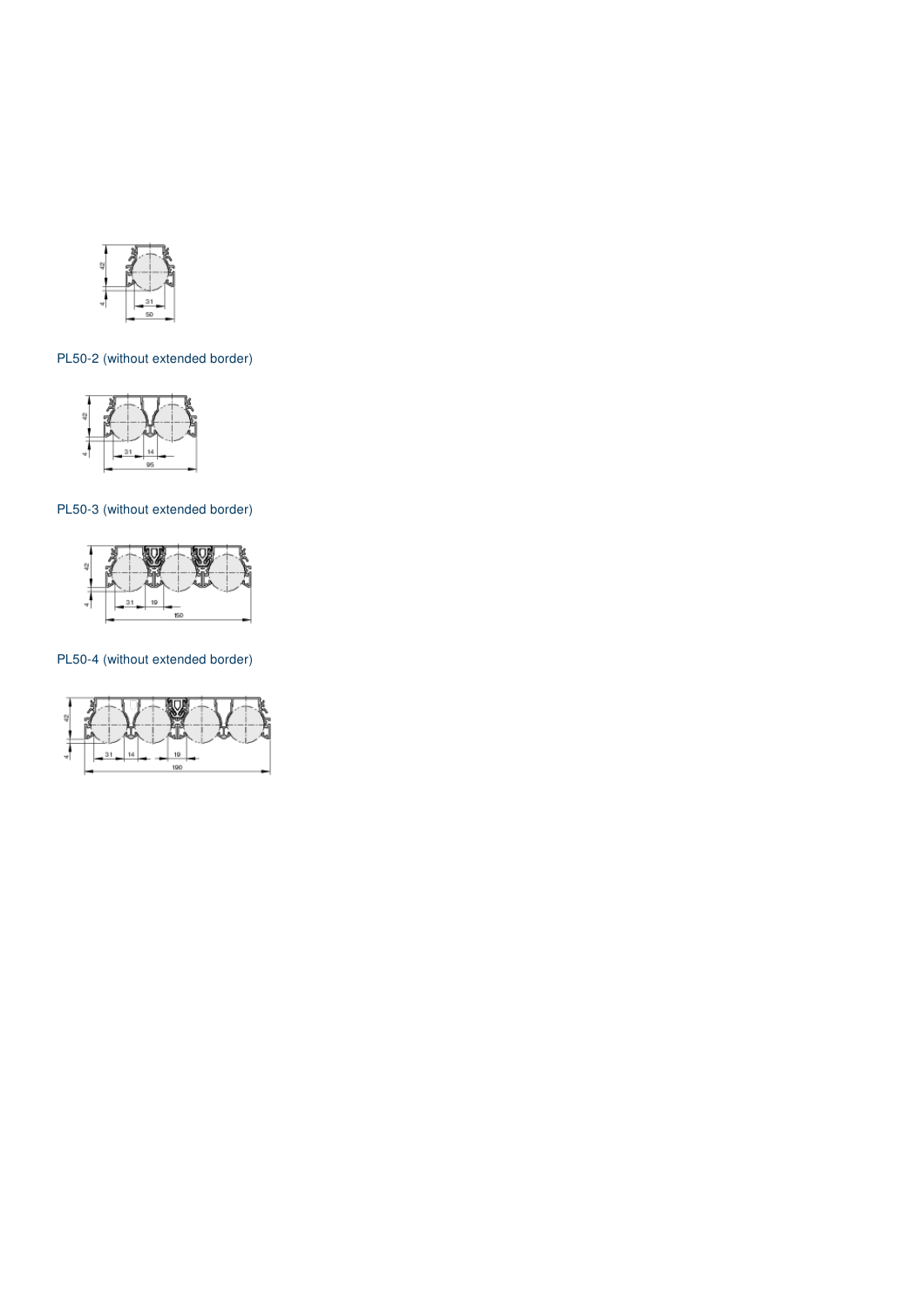PL50-2 (without extended border)

PL50-3 (without extended border)

PL50-4 (without extended border)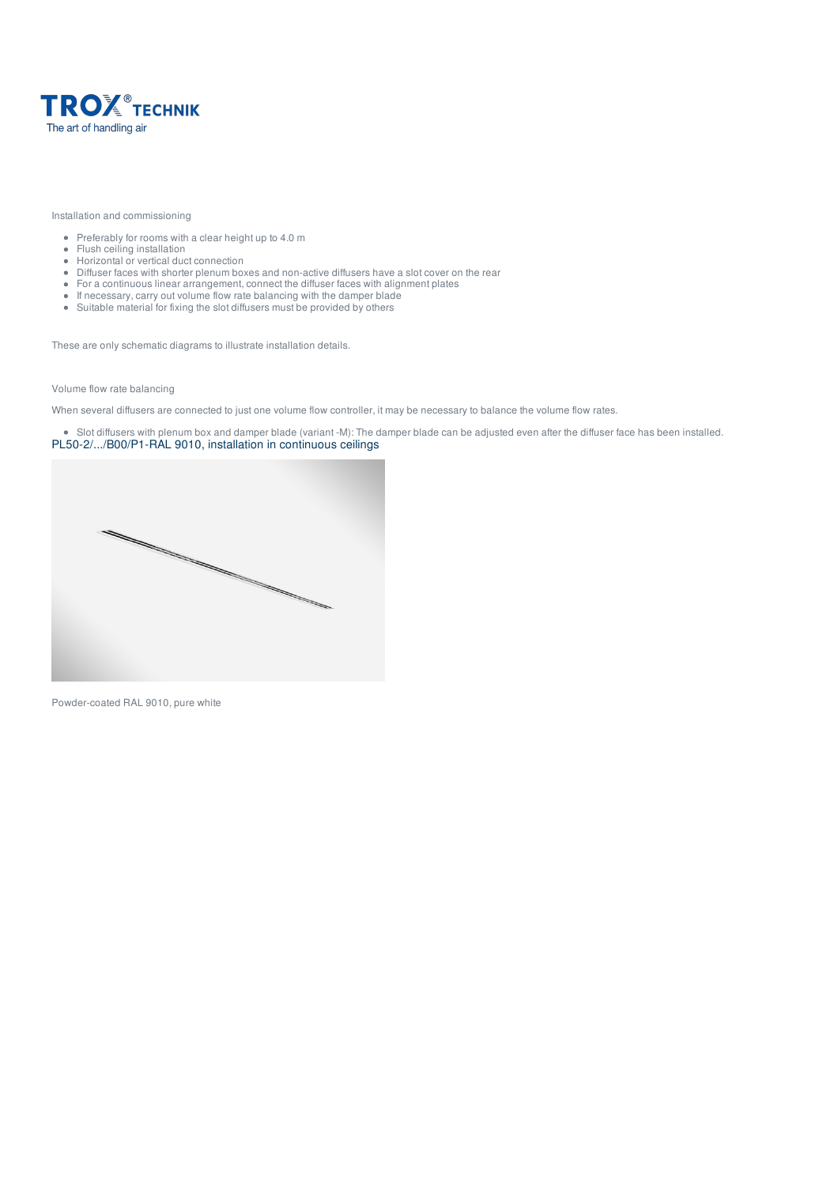Installation and commissioning

- Preferably for rooms with a clear height up to 4.0 m
- Flush ceiling installation
- Horizontal or vertical duct connection
- Diffuser faces with shorter plenum boxes and non-active diffusers have a slot cover on the rear
- For a continuous linear arrangement, connect the diffuser faces with alignment plates
- If necessary, carry out volume flow rate balancing with the damper blade
- Suitable material for fixing the slot diffusers must be provided by others

These are only schematic diagrams to illustrate installation details.

Volume flow rate balancing

When several diffusers are connected to just one volume flow controller, it may be necessary to balance the volume flow rates.

- Slot diffusers with plenum box and damper blade (variant -M): The damper blade can be adjusted even after the diffuser face has been installed.

PL50-2/.../B00/P1-RAL 9010, installation in continuous ceilings

Powder-coated RAL 9010, pure white